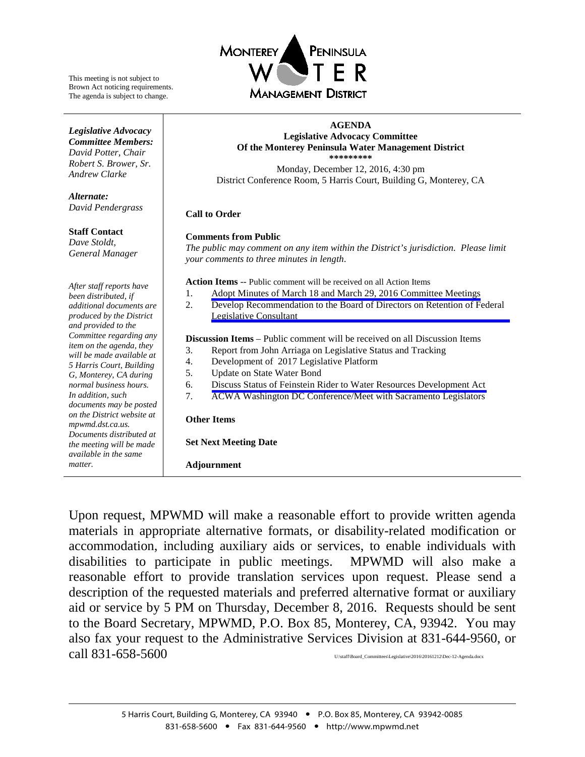This meeting is not subject to Brown Act noticing requirements. The agenda is subject to change.

MONTEREY PENINSULA WATER MANAGEMENT DISTRICT

***Legislative Advocacy Committee Members:***
*David Potter, Chair*
*Robert S. Brower, Sr.*
*Andrew Clarke*

***Alternate:***
*David Pendergrass*

**Staff Contact**
*Dave Stoldt, General Manager*

*After staff reports have been distributed, if additional documents are produced by the District and provided to the Committee regarding any item on the agenda, they will be made available at 5 Harris Court, Building G, Monterey, CA during normal business hours. In addition, such documents may be posted on the District website at mpwmd.dst.ca.us. Documents distributed at the meeting will be made available in the same matter.*

**AGENDA**
**Legislative Advocacy Committee**
**Of the Monterey Peninsula Water Management District**
**********

Monday, December 12, 2016, 4:30 pm
District Conference Room, 5 Harris Court, Building G, Monterey, CA

**Call to Order**

**Comments from Public**

*The public may comment on any item within the District's jurisdiction. Please limit your comments to three minutes in length.*

**Action Items** -- Public comment will be received on all Action Items

1. Adopt Minutes of March 18 and March 29, 2016 Committee Meetings
2. Develop Recommendation to the Board of Directors on Retention of Federal Legislative Consultant

**Discussion Items** – Public comment will be received on all Discussion Items

3. Report from John Arriaga on Legislative Status and Tracking
4. Development of 2017 Legislative Platform
5. Update on State Water Bond
6. Discuss Status of Feinstein Rider to Water Resources Development Act
7. ACWA Washington DC Conference/Meet with Sacramento Legislators

**Other Items**

**Set Next Meeting Date**

**Adjournment**

Upon request, MPWMD will make a reasonable effort to provide written agenda materials in appropriate alternative formats, or disability-related modification or accommodation, including auxiliary aids or services, to enable individuals with disabilities to participate in public meetings. MPWMD will also make a reasonable effort to provide translation services upon request. Please send a description of the requested materials and preferred alternative format or auxiliary aid or service by 5 PM on Thursday, December 8, 2016. Requests should be sent to the Board Secretary, MPWMD, P.O. Box 85, Monterey, CA, 93942. You may also fax your request to the Administrative Services Division at 831-644-9560, or call 831-658-5600

U:\staff\Board_Committees\Legislative\2016\20161212\Dec-12-Agenda.docx

5 Harris Court, Building G, Monterey, CA 93940 • P.O. Box 85, Monterey, CA 93942-0085
831-658-5600 • Fax 831-644-9560 • http://www.mpwmd.net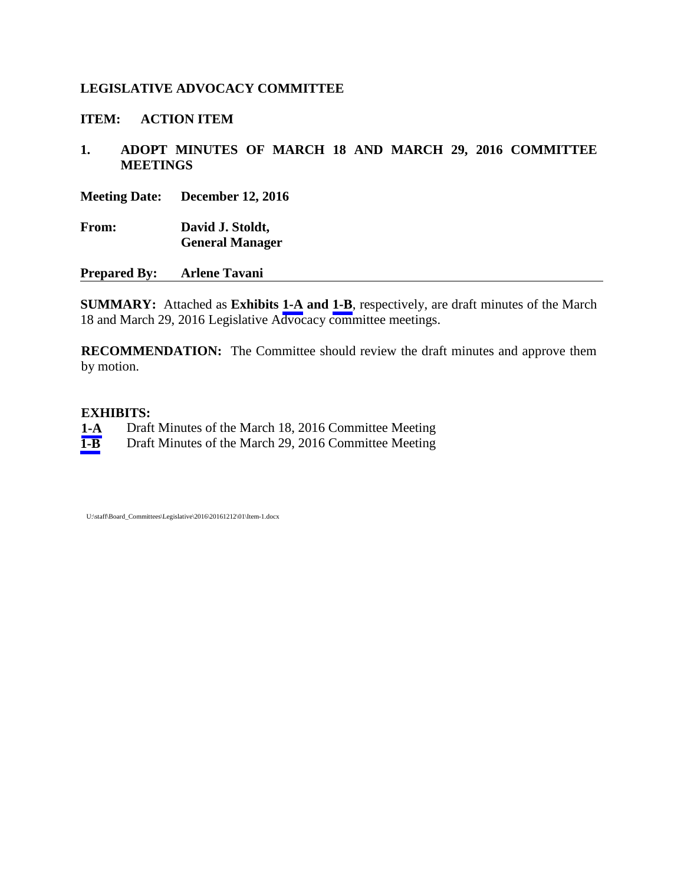**LEGISLATIVE ADVOCACY COMMITTEE**

**ITEM: ACTION ITEM**

**1. ADOPT MINUTES OF MARCH 18 AND MARCH 29, 2016 COMMITTEE MEETINGS**

**Meeting Date:** **December 12, 2016**

**From:** **David J. Stoldt, General Manager**

**Prepared By:** **Arlene Tavani**

---

**SUMMARY:** Attached as **Exhibits 1-A and 1-B**, respectively, are draft minutes of the March 18 and March 29, 2016 Legislative Advocacy committee meetings.

**RECOMMENDATION:** The Committee should review the draft minutes and approve them by motion.

**EXHIBITS:**

**1-A** Draft Minutes of the March 18, 2016 Committee Meeting
**1-B** Draft Minutes of the March 29, 2016 Committee Meeting

U:\staff\Board_Committees\Legislative\2016\20161212\01\Item-1.docx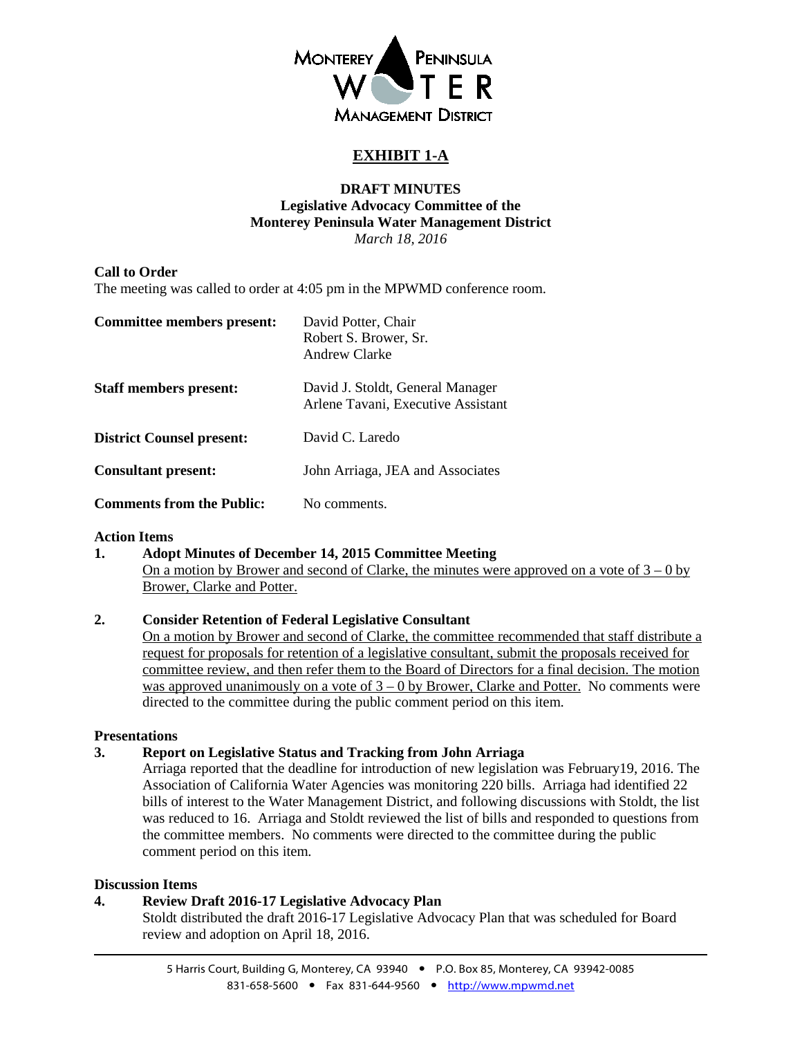# EXHIBIT 1-A

**DRAFT MINUTES**
**Legislative Advocacy Committee of the**
**Monterey Peninsula Water Management District**
*March 18, 2016*

**Call to Order**

The meeting was called to order at 4:05 pm in the MPWMD conference room.

| | |
|---|---|
| **Committee members present:** | David Potter, Chair<br>Robert S. Brower, Sr.<br>Andrew Clarke |
| **Staff members present:** | David J. Stoldt, General Manager<br>Arlene Tavani, Executive Assistant |
| **District Counsel present:** | David C. Laredo |
| **Consultant present:** | John Arriaga, JEA and Associates |
| **Comments from the Public:** | No comments. |

**Action Items**

1. **Adopt Minutes of December 14, 2015 Committee Meeting**
   On a motion by Brower and second of Clarke, the minutes were approved on a vote of 3 – 0 by Brower, Clarke and Potter.

2. **Consider Retention of Federal Legislative Consultant**
   On a motion by Brower and second of Clarke, the committee recommended that staff distribute a request for proposals for retention of a legislative consultant, submit the proposals received for committee review, and then refer them to the Board of Directors for a final decision. The motion was approved unanimously on a vote of 3 – 0 by Brower, Clarke and Potter. No comments were directed to the committee during the public comment period on this item.

**Presentations**

3. **Report on Legislative Status and Tracking from John Arriaga**
   Arriaga reported that the deadline for introduction of new legislation was February19, 2016. The Association of California Water Agencies was monitoring 220 bills. Arriaga had identified 22 bills of interest to the Water Management District, and following discussions with Stoldt, the list was reduced to 16. Arriaga and Stoldt reviewed the list of bills and responded to questions from the committee members. No comments were directed to the committee during the public comment period on this item.

**Discussion Items**

4. **Review Draft 2016-17 Legislative Advocacy Plan**
   Stoldt distributed the draft 2016-17 Legislative Advocacy Plan that was scheduled for Board review and adoption on April 18, 2016.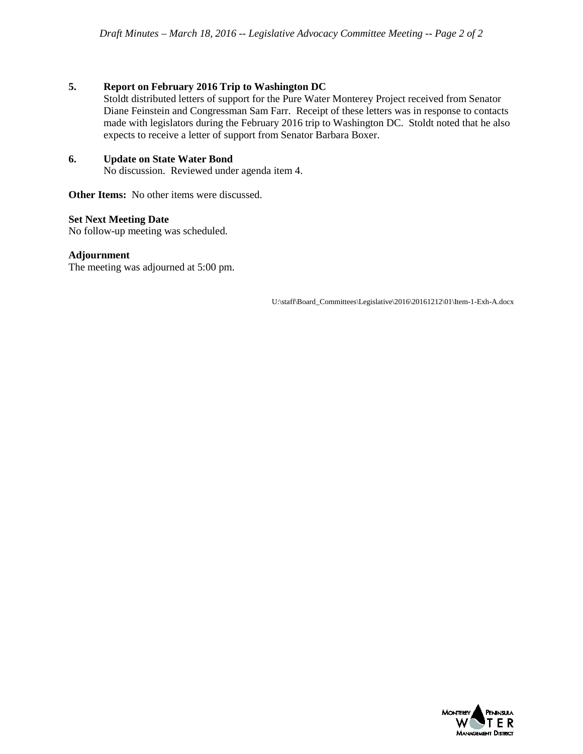**5. Report on February 2016 Trip to Washington DC**

Stoldt distributed letters of support for the Pure Water Monterey Project received from Senator Diane Feinstein and Congressman Sam Farr. Receipt of these letters was in response to contacts made with legislators during the February 2016 trip to Washington DC. Stoldt noted that he also expects to receive a letter of support from Senator Barbara Boxer.

**6. Update on State Water Bond**

No discussion. Reviewed under agenda item 4.

**Other Items:** No other items were discussed.

**Set Next Meeting Date**

No follow-up meeting was scheduled.

**Adjournment**

The meeting was adjourned at 5:00 pm.

U:\staff\Board_Committees\Legislative\2016\20161212\01\Item-1-Exh-A.docx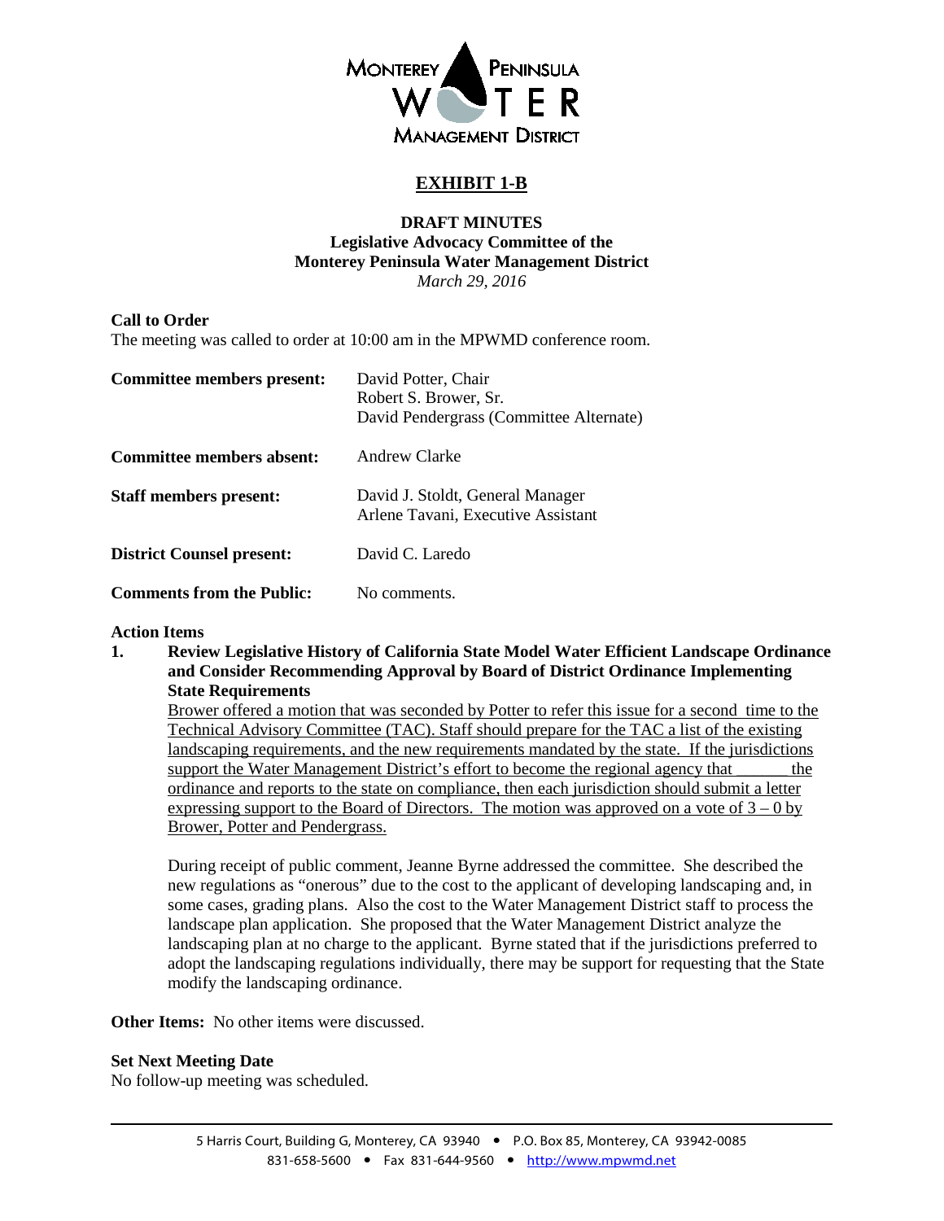**MONTEREY PENINSULA WATER MANAGEMENT DISTRICT**

# EXHIBIT 1-B

**DRAFT MINUTES**
**Legislative Advocacy Committee of the**
**Monterey Peninsula Water Management District**
*March 29, 2016*

**Call to Order**
The meeting was called to order at 10:00 am in the MPWMD conference room.

| | |
|---|---|
| **Committee members present:** | David Potter, Chair<br>Robert S. Brower, Sr.<br>David Pendergrass (Committee Alternate) |
| **Committee members absent:** | Andrew Clarke |
| **Staff members present:** | David J. Stoldt, General Manager<br>Arlene Tavani, Executive Assistant |
| **District Counsel present:** | David C. Laredo |
| **Comments from the Public:** | No comments. |

**Action Items**

1. **Review Legislative History of California State Model Water Efficient Landscape Ordinance and Consider Recommending Approval by Board of District Ordinance Implementing State Requirements**

   <u>Brower offered a motion that was seconded by Potter to refer this issue for a second time to the Technical Advisory Committee (TAC). Staff should prepare for the TAC a list of the existing landscaping requirements, and the new requirements mandated by the state. If the jurisdictions support the Water Management District's effort to become the regional agency that _______ the ordinance and reports to the state on compliance, then each jurisdiction should submit a letter expressing support to the Board of Directors. The motion was approved on a vote of 3 – 0 by Brower, Potter and Pendergrass.</u>

   During receipt of public comment, Jeanne Byrne addressed the committee. She described the new regulations as "onerous" due to the cost to the applicant of developing landscaping and, in some cases, grading plans. Also the cost to the Water Management District staff to process the landscape plan application. She proposed that the Water Management District analyze the landscaping plan at no charge to the applicant. Byrne stated that if the jurisdictions preferred to adopt the landscaping regulations individually, there may be support for requesting that the State modify the landscaping ordinance.

**Other Items:** No other items were discussed.

**Set Next Meeting Date**
No follow-up meeting was scheduled.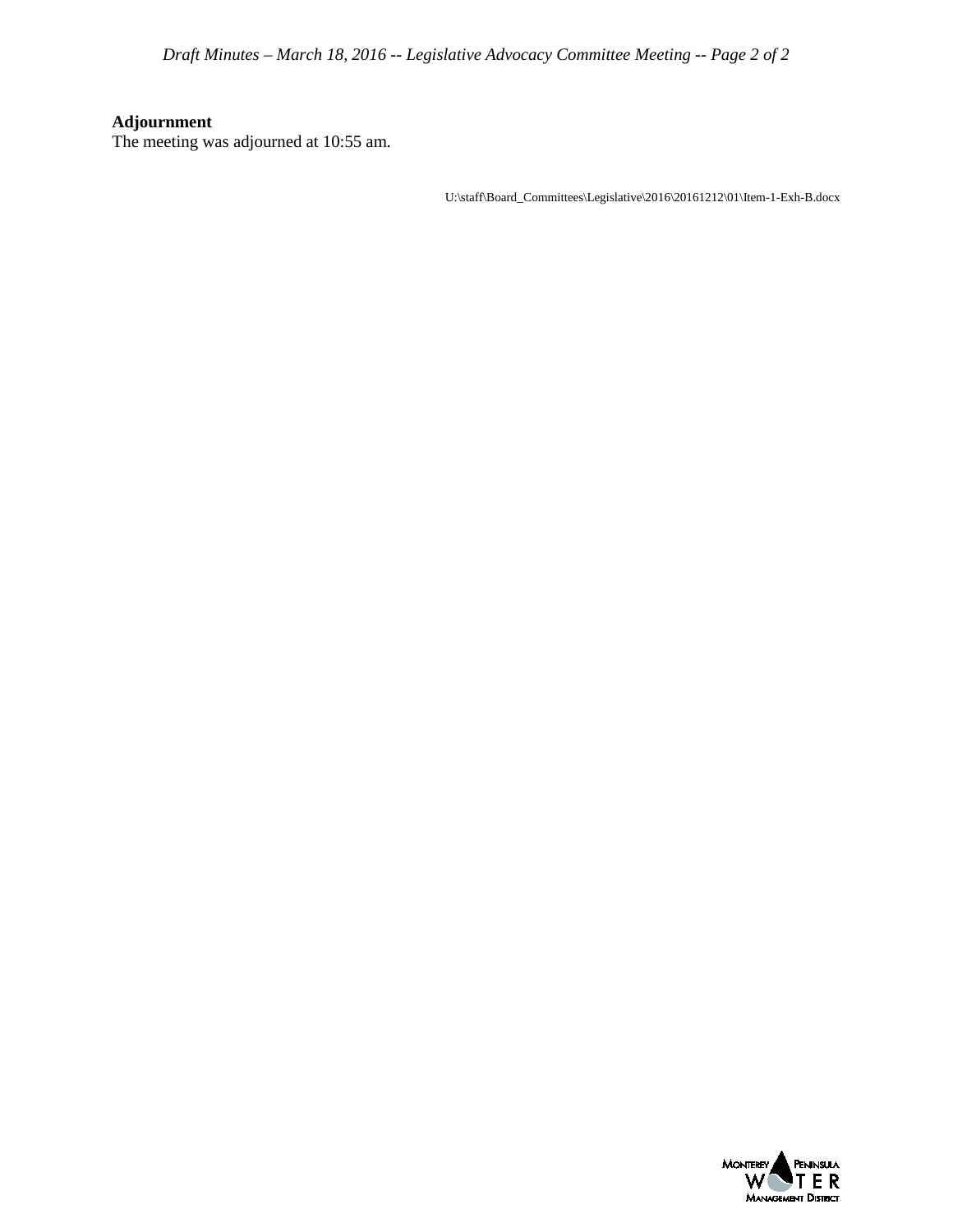**Adjournment**

The meeting was adjourned at 10:55 am.

U:\staff\Board_Committees\Legislative\2016\20161212\01\Item-1-Exh-B.docx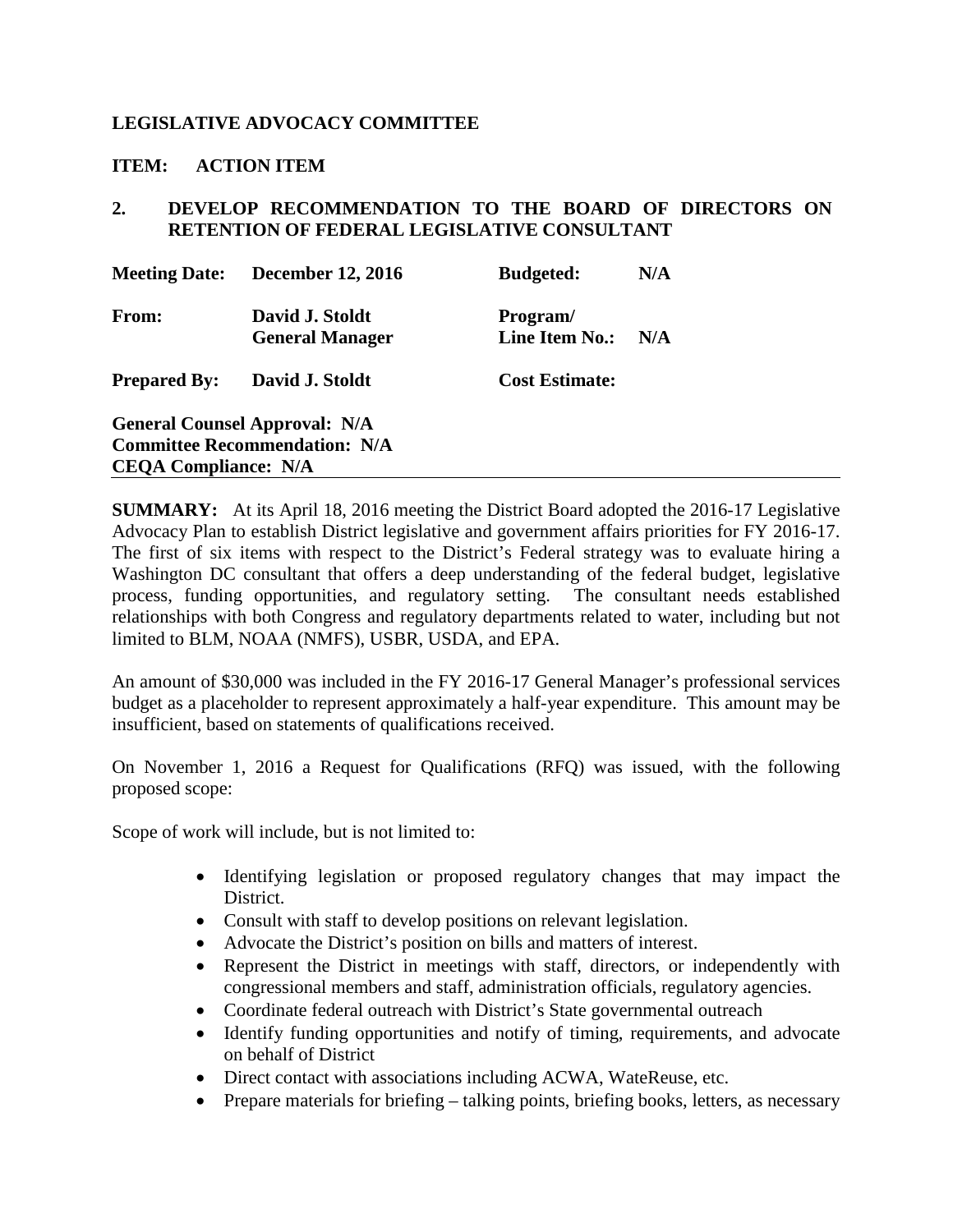**LEGISLATIVE ADVOCACY COMMITTEE**

**ITEM: ACTION ITEM**

**2. DEVELOP RECOMMENDATION TO THE BOARD OF DIRECTORS ON RETENTION OF FEDERAL LEGISLATIVE CONSULTANT**

| | | | |
|---|---|---|---|
| **Meeting Date:** | **December 12, 2016** | **Budgeted:** | **N/A** |
| **From:** | **David J. Stoldt General Manager** | **Program/ Line Item No.:** | **N/A** |
| **Prepared By:** | **David J. Stoldt** | **Cost Estimate:** | |

**General Counsel Approval: N/A**
**Committee Recommendation: N/A**
**CEQA Compliance: N/A**

---

**SUMMARY:** At its April 18, 2016 meeting the District Board adopted the 2016-17 Legislative Advocacy Plan to establish District legislative and government affairs priorities for FY 2016-17. The first of six items with respect to the District's Federal strategy was to evaluate hiring a Washington DC consultant that offers a deep understanding of the federal budget, legislative process, funding opportunities, and regulatory setting. The consultant needs established relationships with both Congress and regulatory departments related to water, including but not limited to BLM, NOAA (NMFS), USBR, USDA, and EPA.

An amount of $30,000 was included in the FY 2016-17 General Manager's professional services budget as a placeholder to represent approximately a half-year expenditure. This amount may be insufficient, based on statements of qualifications received.

On November 1, 2016 a Request for Qualifications (RFQ) was issued, with the following proposed scope:

Scope of work will include, but is not limited to:

- Identifying legislation or proposed regulatory changes that may impact the District.
- Consult with staff to develop positions on relevant legislation.
- Advocate the District's position on bills and matters of interest.
- Represent the District in meetings with staff, directors, or independently with congressional members and staff, administration officials, regulatory agencies.
- Coordinate federal outreach with District's State governmental outreach
- Identify funding opportunities and notify of timing, requirements, and advocate on behalf of District
- Direct contact with associations including ACWA, WateReuse, etc.
- Prepare materials for briefing – talking points, briefing books, letters, as necessary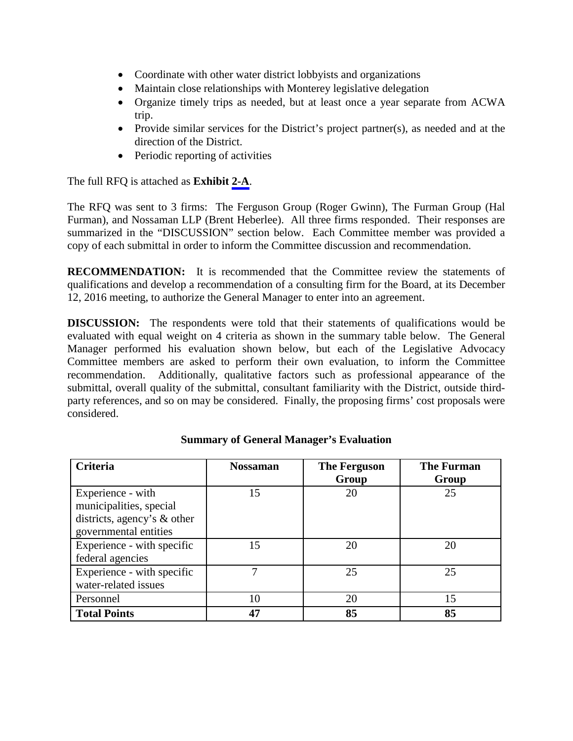- Coordinate with other water district lobbyists and organizations
- Maintain close relationships with Monterey legislative delegation
- Organize timely trips as needed, but at least once a year separate from ACWA trip.
- Provide similar services for the District's project partner(s), as needed and at the direction of the District.
- Periodic reporting of activities

The full RFQ is attached as **Exhibit 2-A**.

The RFQ was sent to 3 firms: The Ferguson Group (Roger Gwinn), The Furman Group (Hal Furman), and Nossaman LLP (Brent Heberlee). All three firms responded. Their responses are summarized in the "DISCUSSION" section below. Each Committee member was provided a copy of each submittal in order to inform the Committee discussion and recommendation.

**RECOMMENDATION:** It is recommended that the Committee review the statements of qualifications and develop a recommendation of a consulting firm for the Board, at its December 12, 2016 meeting, to authorize the General Manager to enter into an agreement.

**DISCUSSION:** The respondents were told that their statements of qualifications would be evaluated with equal weight on 4 criteria as shown in the summary table below. The General Manager performed his evaluation shown below, but each of the Legislative Advocacy Committee members are asked to perform their own evaluation, to inform the Committee recommendation. Additionally, qualitative factors such as professional appearance of the submittal, overall quality of the submittal, consultant familiarity with the District, outside third-party references, and so on may be considered. Finally, the proposing firms' cost proposals were considered.

**Summary of General Manager's Evaluation**

| Criteria | Nossaman | The Ferguson Group | The Furman Group |
|---|---|---|---|
| Experience - with municipalities, special districts, agency's & other governmental entities | 15 | 20 | 25 |
| Experience - with specific federal agencies | 15 | 20 | 20 |
| Experience - with specific water-related issues | 7 | 25 | 25 |
| Personnel | 10 | 20 | 15 |
| **Total Points** | **47** | **85** | **85** |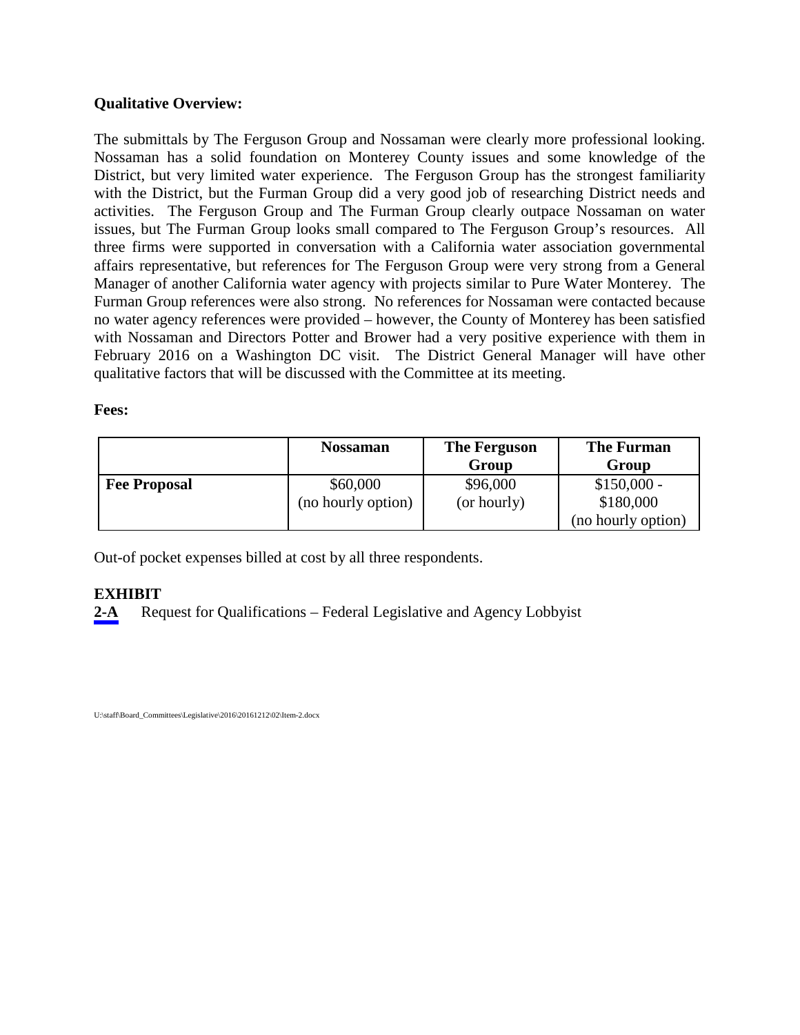**Qualitative Overview:**

The submittals by The Ferguson Group and Nossaman were clearly more professional looking. Nossaman has a solid foundation on Monterey County issues and some knowledge of the District, but very limited water experience. The Ferguson Group has the strongest familiarity with the District, but the Furman Group did a very good job of researching District needs and activities. The Ferguson Group and The Furman Group clearly outpace Nossaman on water issues, but The Furman Group looks small compared to The Ferguson Group's resources. All three firms were supported in conversation with a California water association governmental affairs representative, but references for The Ferguson Group were very strong from a General Manager of another California water agency with projects similar to Pure Water Monterey. The Furman Group references were also strong. No references for Nossaman were contacted because no water agency references were provided – however, the County of Monterey has been satisfied with Nossaman and Directors Potter and Brower had a very positive experience with them in February 2016 on a Washington DC visit. The District General Manager will have other qualitative factors that will be discussed with the Committee at its meeting.

**Fees:**

| | Nossaman | The Ferguson Group | The Furman Group |
|---|---|---|---|
| **Fee Proposal** | $60,000 (no hourly option) | $96,000 (or hourly) | $150,000 - $180,000 (no hourly option) |

Out-of pocket expenses billed at cost by all three respondents.

**EXHIBIT**

**2-A** Request for Qualifications – Federal Legislative and Agency Lobbyist

U:\staff\Board_Committees\Legislative\2016\20161212\02\Item-2.docx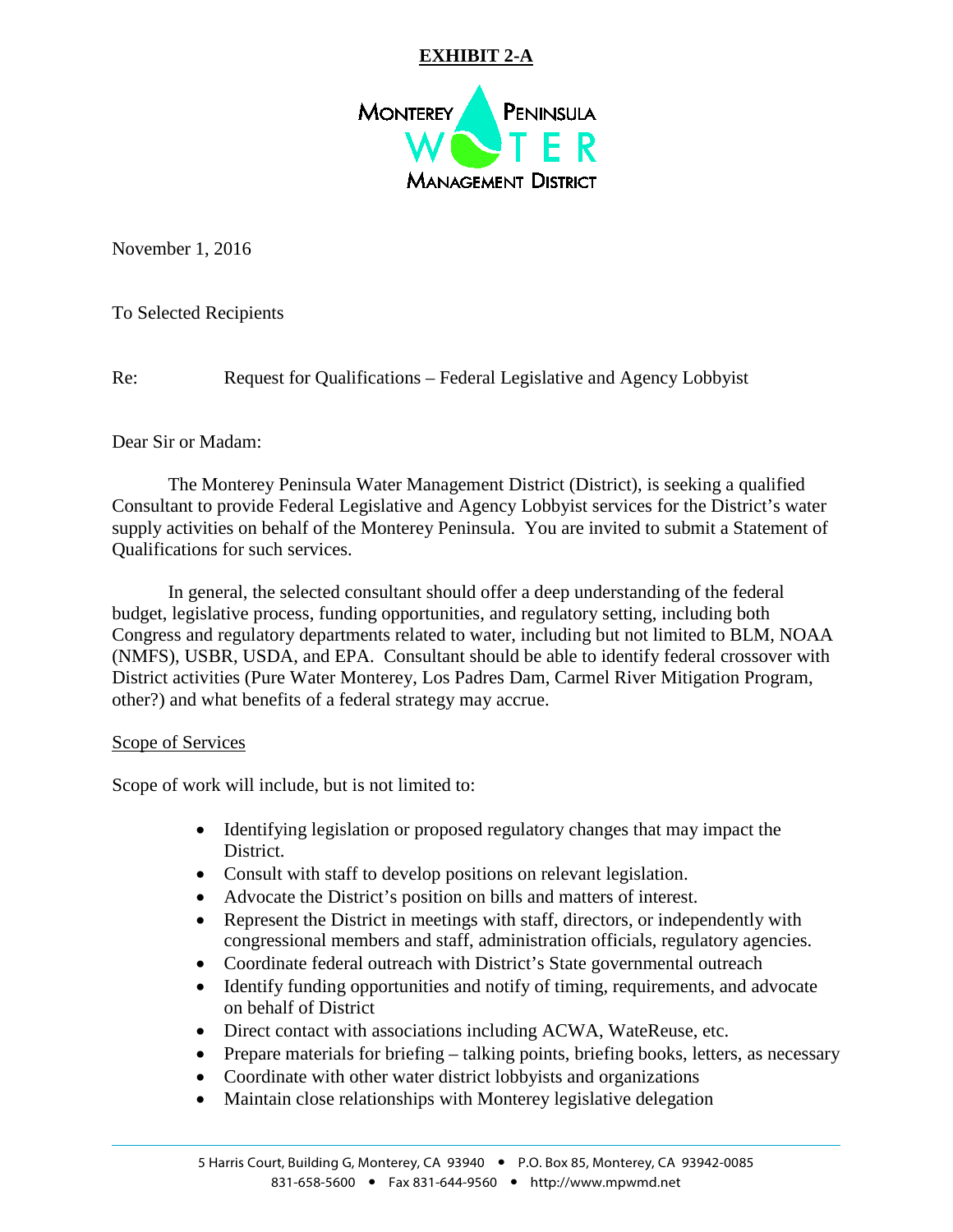**EXHIBIT 2-A**

MONTEREY PENINSULA WATER MANAGEMENT DISTRICT

November 1, 2016

To Selected Recipients

Re: Request for Qualifications – Federal Legislative and Agency Lobbyist

Dear Sir or Madam:

The Monterey Peninsula Water Management District (District), is seeking a qualified Consultant to provide Federal Legislative and Agency Lobbyist services for the District's water supply activities on behalf of the Monterey Peninsula. You are invited to submit a Statement of Qualifications for such services.

In general, the selected consultant should offer a deep understanding of the federal budget, legislative process, funding opportunities, and regulatory setting, including both Congress and regulatory departments related to water, including but not limited to BLM, NOAA (NMFS), USBR, USDA, and EPA. Consultant should be able to identify federal crossover with District activities (Pure Water Monterey, Los Padres Dam, Carmel River Mitigation Program, other?) and what benefits of a federal strategy may accrue.

Scope of Services

Scope of work will include, but is not limited to:

- Identifying legislation or proposed regulatory changes that may impact the District.
- Consult with staff to develop positions on relevant legislation.
- Advocate the District's position on bills and matters of interest.
- Represent the District in meetings with staff, directors, or independently with congressional members and staff, administration officials, regulatory agencies.
- Coordinate federal outreach with District's State governmental outreach
- Identify funding opportunities and notify of timing, requirements, and advocate on behalf of District
- Direct contact with associations including ACWA, WateReuse, etc.
- Prepare materials for briefing – talking points, briefing books, letters, as necessary
- Coordinate with other water district lobbyists and organizations
- Maintain close relationships with Monterey legislative delegation

5 Harris Court, Building G, Monterey, CA 93940 • P.O. Box 85, Monterey, CA 93942-0085
831-658-5600 • Fax 831-644-9560 • http://www.mpwmd.net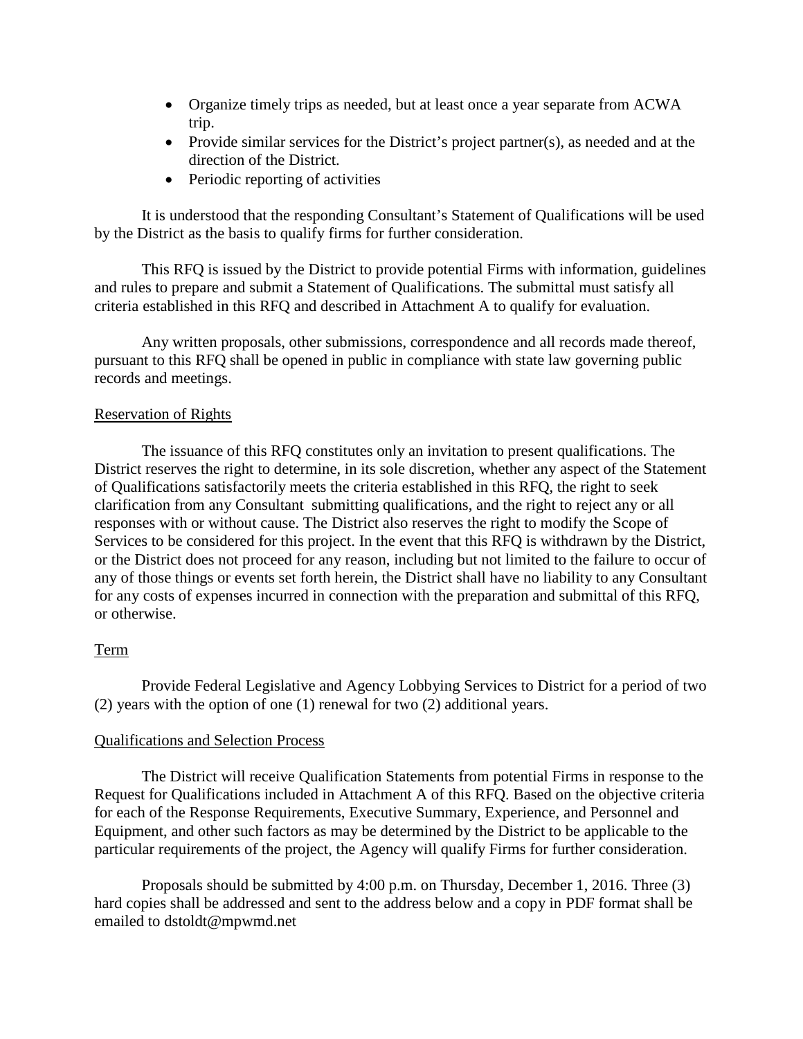- Organize timely trips as needed, but at least once a year separate from ACWA trip.
- Provide similar services for the District's project partner(s), as needed and at the direction of the District.
- Periodic reporting of activities

It is understood that the responding Consultant's Statement of Qualifications will be used by the District as the basis to qualify firms for further consideration.

This RFQ is issued by the District to provide potential Firms with information, guidelines and rules to prepare and submit a Statement of Qualifications. The submittal must satisfy all criteria established in this RFQ and described in Attachment A to qualify for evaluation.

Any written proposals, other submissions, correspondence and all records made thereof, pursuant to this RFQ shall be opened in public in compliance with state law governing public records and meetings.

## Reservation of Rights

The issuance of this RFQ constitutes only an invitation to present qualifications. The District reserves the right to determine, in its sole discretion, whether any aspect of the Statement of Qualifications satisfactorily meets the criteria established in this RFQ, the right to seek clarification from any Consultant submitting qualifications, and the right to reject any or all responses with or without cause. The District also reserves the right to modify the Scope of Services to be considered for this project. In the event that this RFQ is withdrawn by the District, or the District does not proceed for any reason, including but not limited to the failure to occur of any of those things or events set forth herein, the District shall have no liability to any Consultant for any costs of expenses incurred in connection with the preparation and submittal of this RFQ, or otherwise.

## Term

Provide Federal Legislative and Agency Lobbying Services to District for a period of two (2) years with the option of one (1) renewal for two (2) additional years.

## Qualifications and Selection Process

The District will receive Qualification Statements from potential Firms in response to the Request for Qualifications included in Attachment A of this RFQ. Based on the objective criteria for each of the Response Requirements, Executive Summary, Experience, and Personnel and Equipment, and other such factors as may be determined by the District to be applicable to the particular requirements of the project, the Agency will qualify Firms for further consideration.

Proposals should be submitted by 4:00 p.m. on Thursday, December 1, 2016. Three (3) hard copies shall be addressed and sent to the address below and a copy in PDF format shall be emailed to dstoldt@mpwmd.net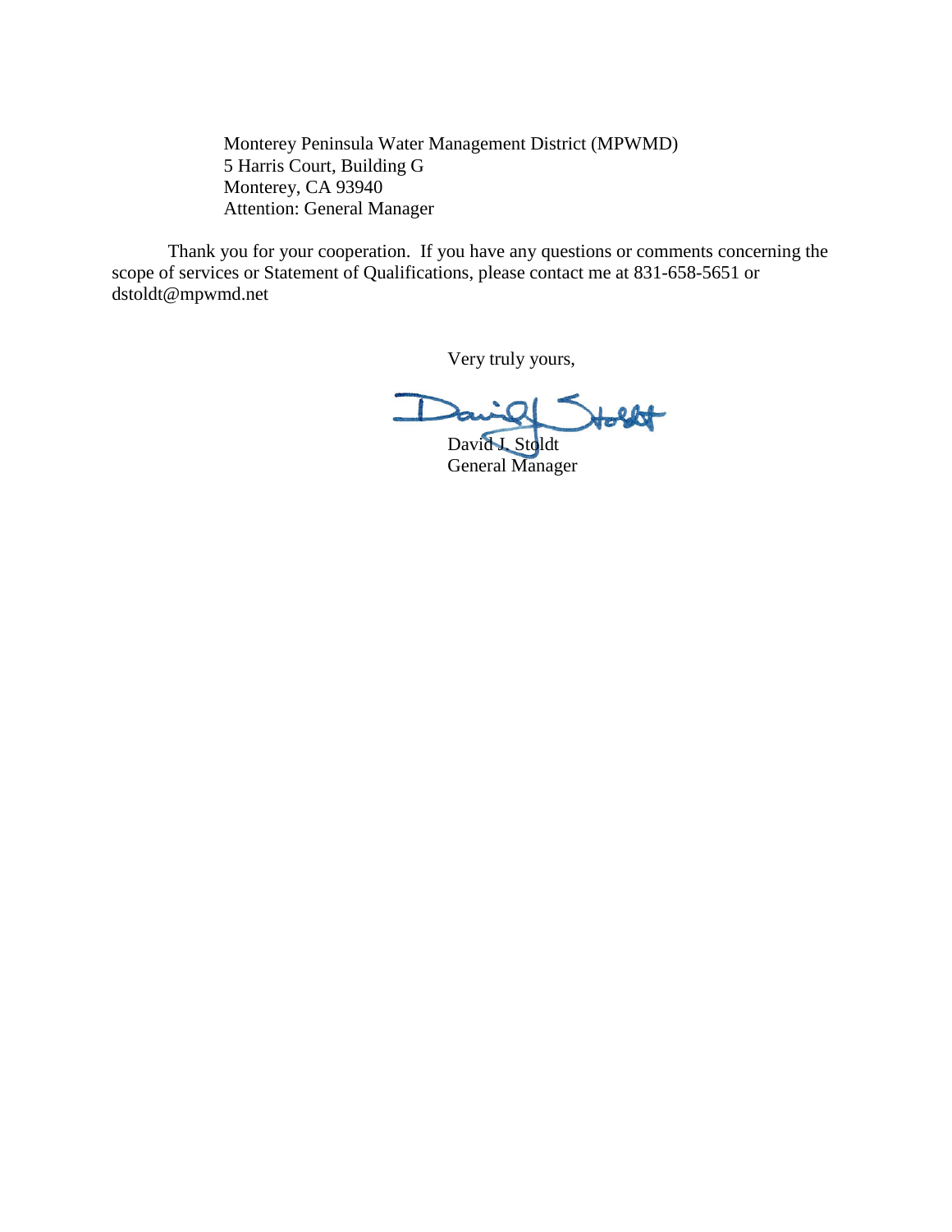Monterey Peninsula Water Management District (MPWMD)
5 Harris Court, Building G
Monterey, CA 93940
Attention: General Manager

Thank you for your cooperation. If you have any questions or comments concerning the scope of services or Statement of Qualifications, please contact me at 831-658-5651 or dstoldt@mpwmd.net

Very truly yours,

David J. Stoldt
General Manager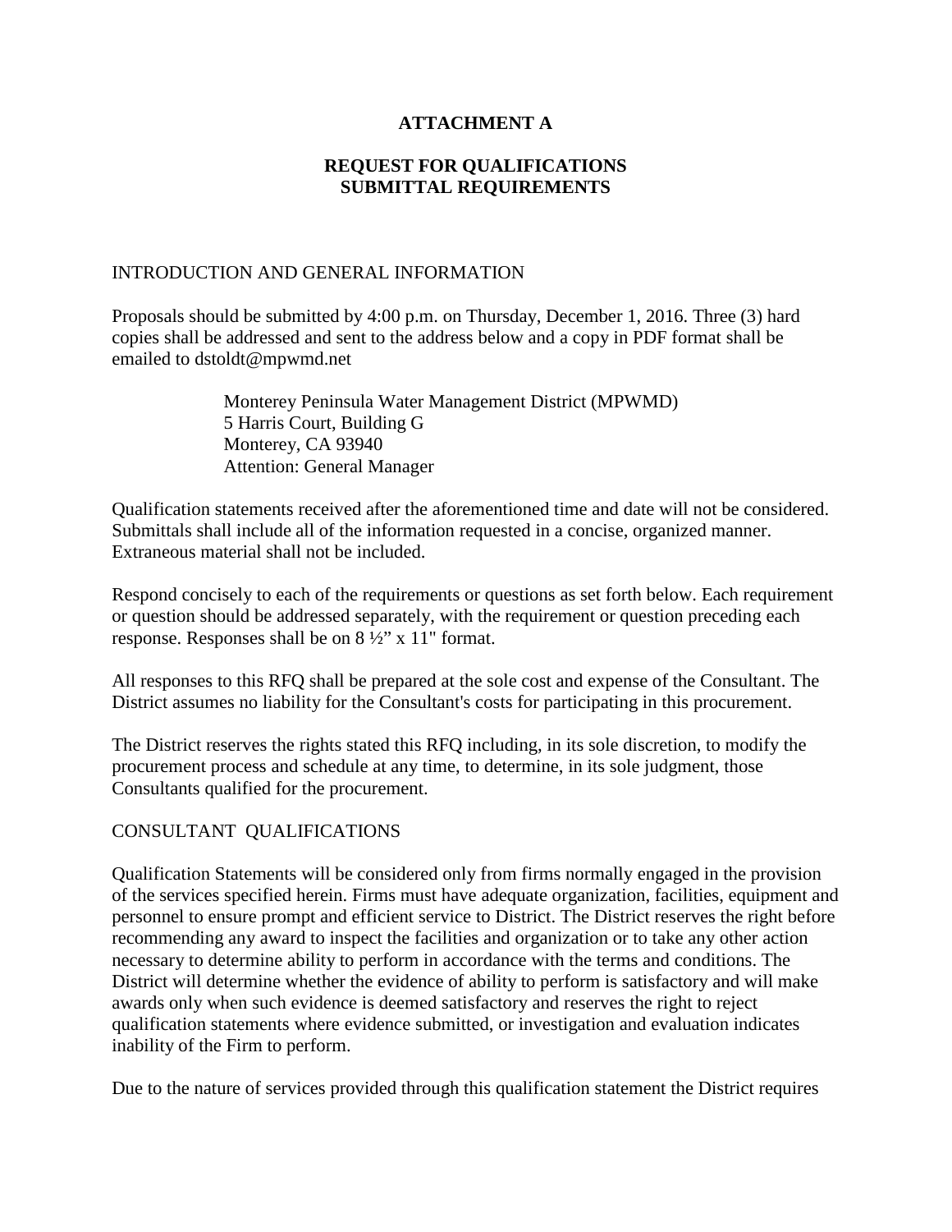# ATTACHMENT A

## REQUEST FOR QUALIFICATIONS SUBMITTAL REQUIREMENTS

INTRODUCTION AND GENERAL INFORMATION

Proposals should be submitted by 4:00 p.m. on Thursday, December 1, 2016. Three (3) hard copies shall be addressed and sent to the address below and a copy in PDF format shall be emailed to dstoldt@mpwmd.net

> Monterey Peninsula Water Management District (MPWMD)
> 5 Harris Court, Building G
> Monterey, CA 93940
> Attention: General Manager

Qualification statements received after the aforementioned time and date will not be considered. Submittals shall include all of the information requested in a concise, organized manner. Extraneous material shall not be included.

Respond concisely to each of the requirements or questions as set forth below. Each requirement or question should be addressed separately, with the requirement or question preceding each response. Responses shall be on 8 ½" x 11" format.

All responses to this RFQ shall be prepared at the sole cost and expense of the Consultant. The District assumes no liability for the Consultant's costs for participating in this procurement.

The District reserves the rights stated this RFQ including, in its sole discretion, to modify the procurement process and schedule at any time, to determine, in its sole judgment, those Consultants qualified for the procurement.

CONSULTANT QUALIFICATIONS

Qualification Statements will be considered only from firms normally engaged in the provision of the services specified herein. Firms must have adequate organization, facilities, equipment and personnel to ensure prompt and efficient service to District. The District reserves the right before recommending any award to inspect the facilities and organization or to take any other action necessary to determine ability to perform in accordance with the terms and conditions. The District will determine whether the evidence of ability to perform is satisfactory and will make awards only when such evidence is deemed satisfactory and reserves the right to reject qualification statements where evidence submitted, or investigation and evaluation indicates inability of the Firm to perform.

Due to the nature of services provided through this qualification statement the District requires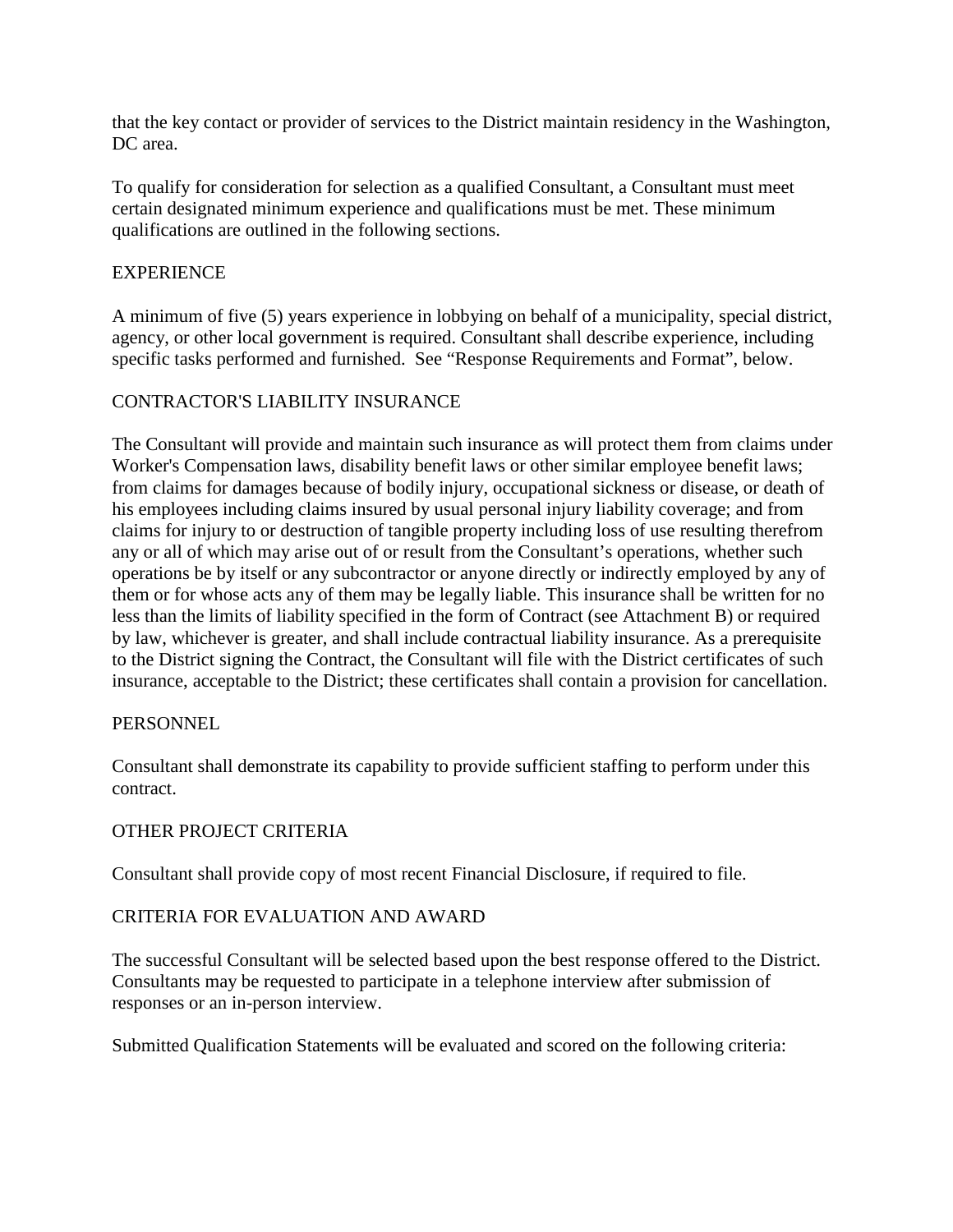that the key contact or provider of services to the District maintain residency in the Washington, DC area.

To qualify for consideration for selection as a qualified Consultant, a Consultant must meet certain designated minimum experience and qualifications must be met. These minimum qualifications are outlined in the following sections.

## EXPERIENCE

A minimum of five (5) years experience in lobbying on behalf of a municipality, special district, agency, or other local government is required. Consultant shall describe experience, including specific tasks performed and furnished. See "Response Requirements and Format", below.

## CONTRACTOR'S LIABILITY INSURANCE

The Consultant will provide and maintain such insurance as will protect them from claims under Worker's Compensation laws, disability benefit laws or other similar employee benefit laws; from claims for damages because of bodily injury, occupational sickness or disease, or death of his employees including claims insured by usual personal injury liability coverage; and from claims for injury to or destruction of tangible property including loss of use resulting therefrom any or all of which may arise out of or result from the Consultant's operations, whether such operations be by itself or any subcontractor or anyone directly or indirectly employed by any of them or for whose acts any of them may be legally liable. This insurance shall be written for no less than the limits of liability specified in the form of Contract (see Attachment B) or required by law, whichever is greater, and shall include contractual liability insurance. As a prerequisite to the District signing the Contract, the Consultant will file with the District certificates of such insurance, acceptable to the District; these certificates shall contain a provision for cancellation.

## PERSONNEL

Consultant shall demonstrate its capability to provide sufficient staffing to perform under this contract.

## OTHER PROJECT CRITERIA

Consultant shall provide copy of most recent Financial Disclosure, if required to file.

## CRITERIA FOR EVALUATION AND AWARD

The successful Consultant will be selected based upon the best response offered to the District. Consultants may be requested to participate in a telephone interview after submission of responses or an in-person interview.

Submitted Qualification Statements will be evaluated and scored on the following criteria: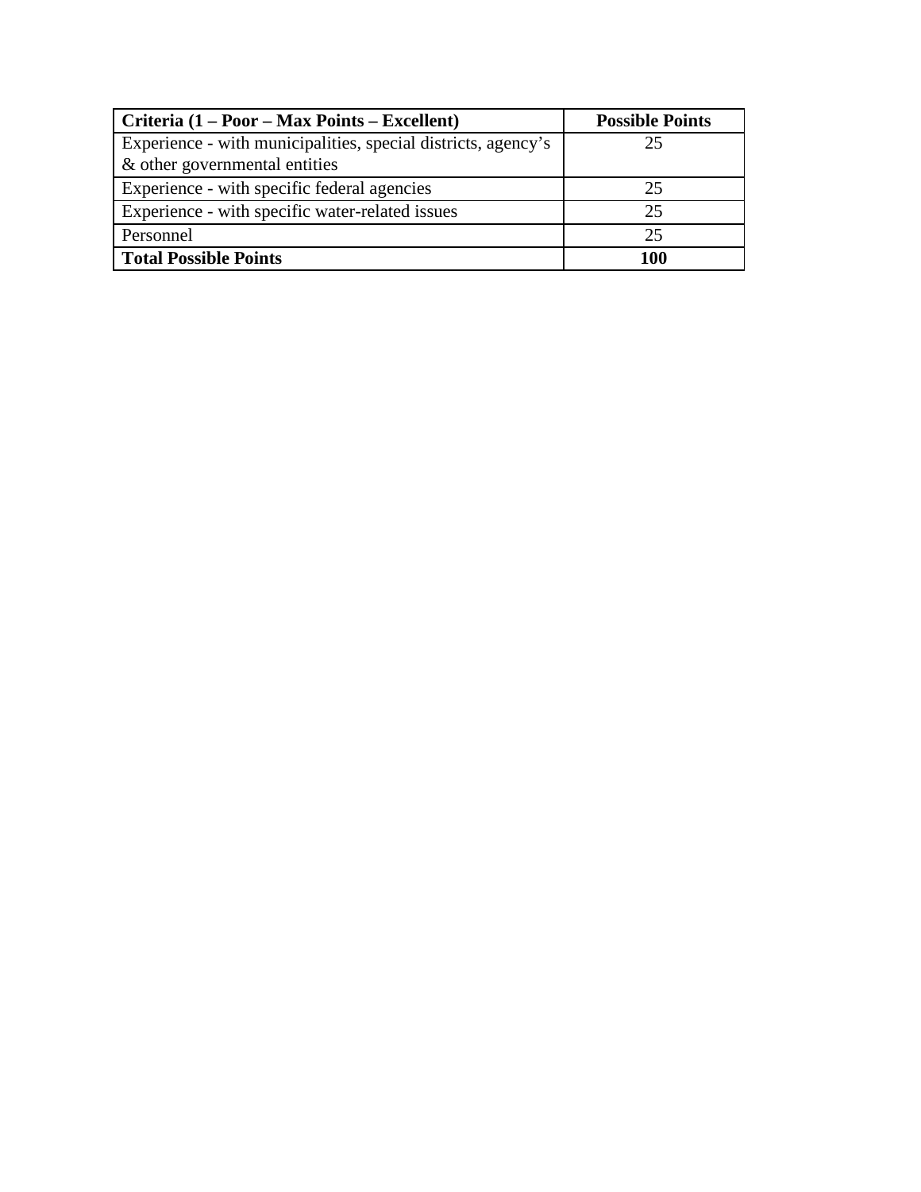| **Criteria (1 – Poor – Max Points – Excellent)** | **Possible Points** |
|---|---|
| Experience - with municipalities, special districts, agency's & other governmental entities | 25 |
| Experience - with specific federal agencies | 25 |
| Experience - with specific water-related issues | 25 |
| Personnel | 25 |
| **Total Possible Points** | **100** |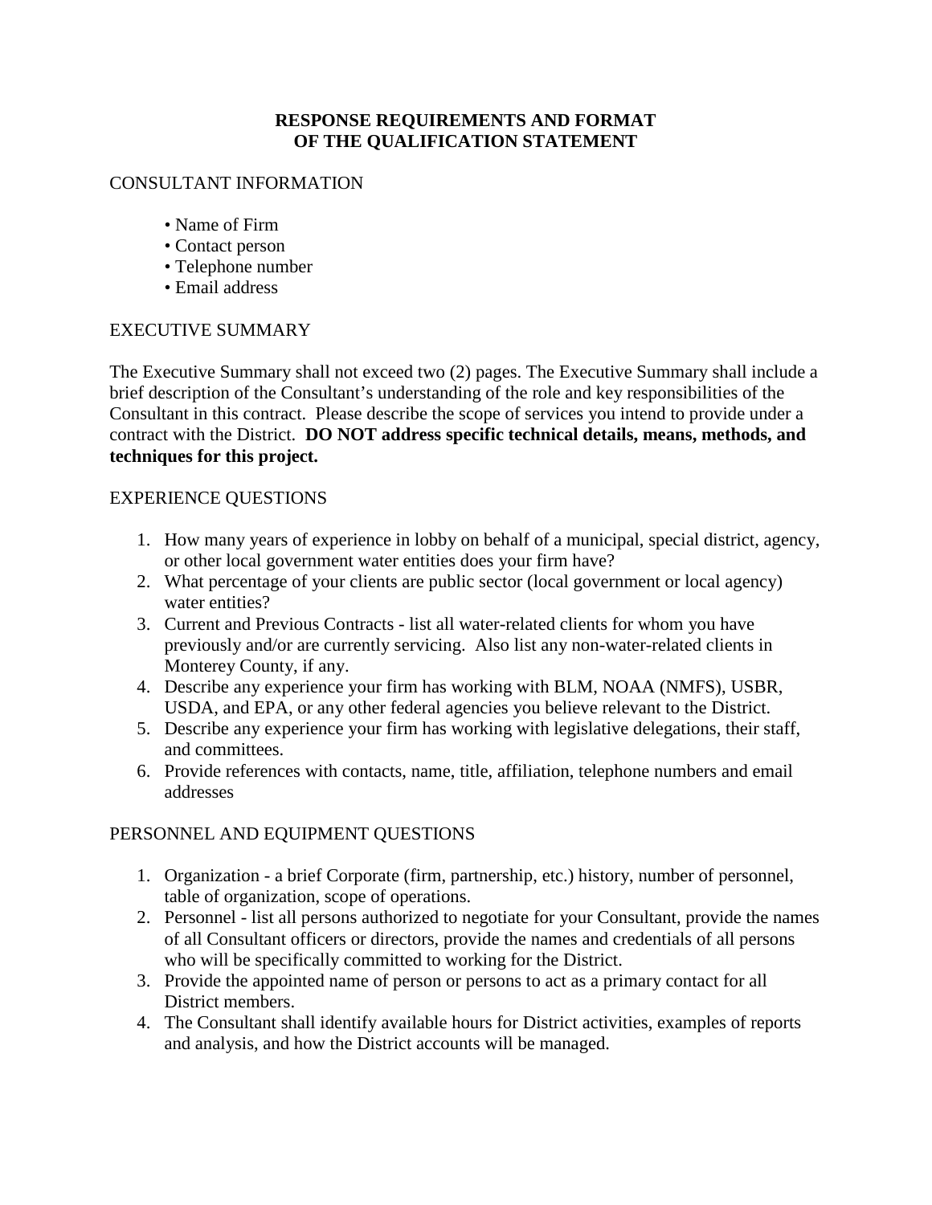# RESPONSE REQUIREMENTS AND FORMAT OF THE QUALIFICATION STATEMENT

## CONSULTANT INFORMATION

- Name of Firm
- Contact person
- Telephone number
- Email address

## EXECUTIVE SUMMARY

The Executive Summary shall not exceed two (2) pages. The Executive Summary shall include a brief description of the Consultant's understanding of the role and key responsibilities of the Consultant in this contract. Please describe the scope of services you intend to provide under a contract with the District. **DO NOT address specific technical details, means, methods, and techniques for this project.**

## EXPERIENCE QUESTIONS

1. How many years of experience in lobby on behalf of a municipal, special district, agency, or other local government water entities does your firm have?
2. What percentage of your clients are public sector (local government or local agency) water entities?
3. Current and Previous Contracts - list all water-related clients for whom you have previously and/or are currently servicing. Also list any non-water-related clients in Monterey County, if any.
4. Describe any experience your firm has working with BLM, NOAA (NMFS), USBR, USDA, and EPA, or any other federal agencies you believe relevant to the District.
5. Describe any experience your firm has working with legislative delegations, their staff, and committees.
6. Provide references with contacts, name, title, affiliation, telephone numbers and email addresses

## PERSONNEL AND EQUIPMENT QUESTIONS

1. Organization - a brief Corporate (firm, partnership, etc.) history, number of personnel, table of organization, scope of operations.
2. Personnel - list all persons authorized to negotiate for your Consultant, provide the names of all Consultant officers or directors, provide the names and credentials of all persons who will be specifically committed to working for the District.
3. Provide the appointed name of person or persons to act as a primary contact for all District members.
4. The Consultant shall identify available hours for District activities, examples of reports and analysis, and how the District accounts will be managed.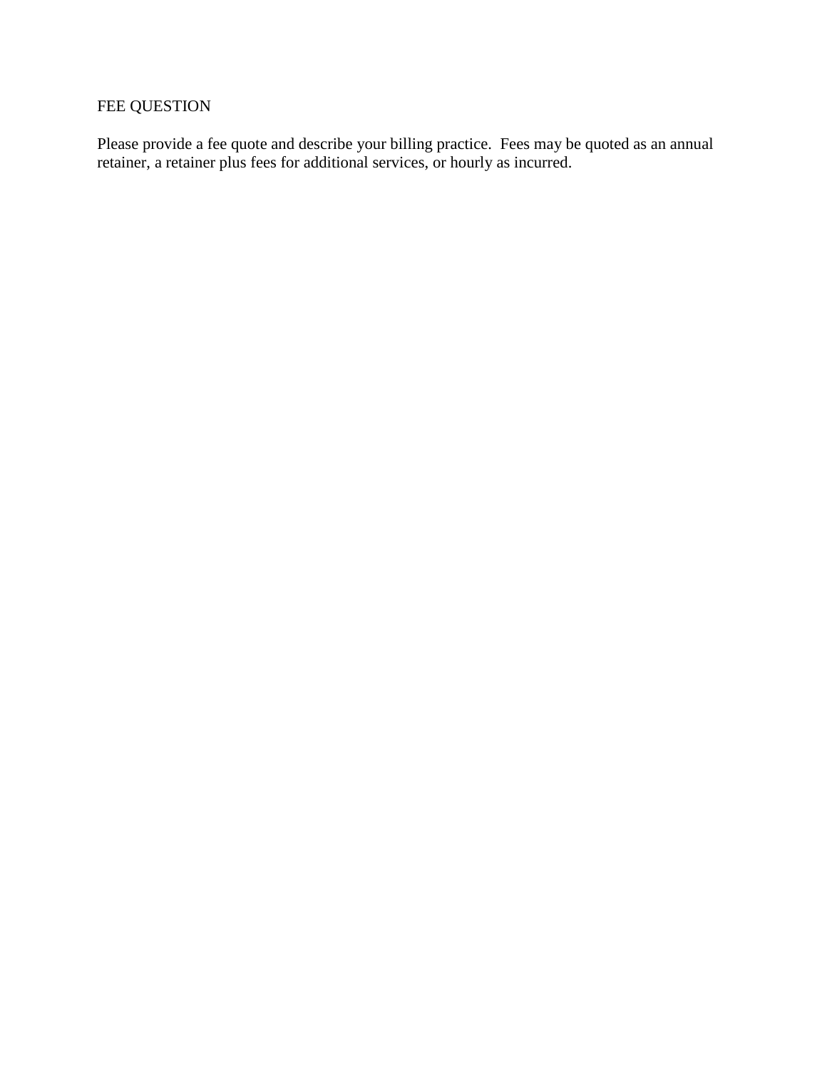FEE QUESTION

Please provide a fee quote and describe your billing practice. Fees may be quoted as an annual retainer, a retainer plus fees for additional services, or hourly as incurred.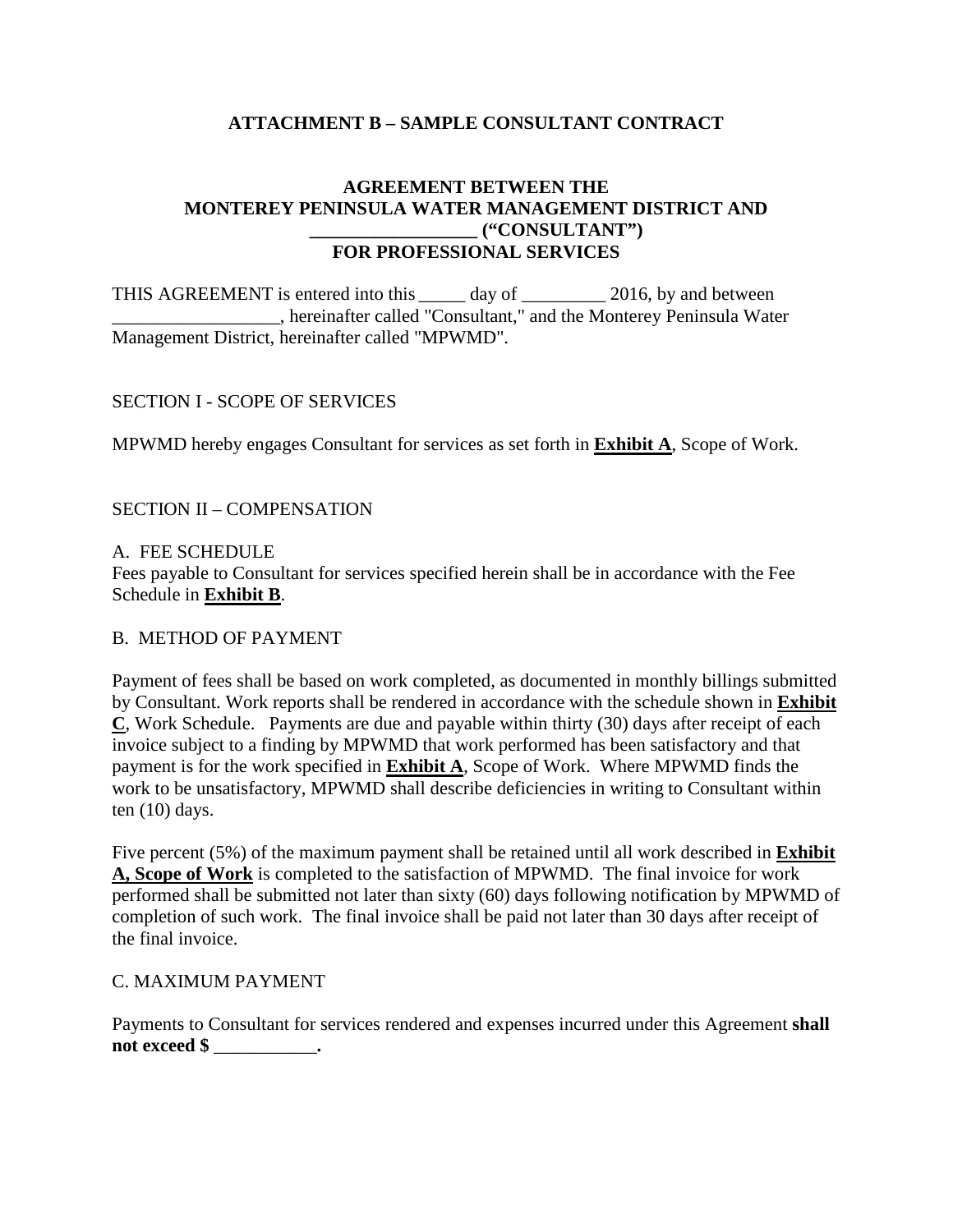## ATTACHMENT B – SAMPLE CONSULTANT CONTRACT

### AGREEMENT BETWEEN THE MONTEREY PENINSULA WATER MANAGEMENT DISTRICT AND _________________ ("CONSULTANT") FOR PROFESSIONAL SERVICES

THIS AGREEMENT is entered into this _____ day of _________ 2016, by and between __________________, hereinafter called "Consultant," and the Monterey Peninsula Water Management District, hereinafter called "MPWMD".

SECTION I - SCOPE OF SERVICES

MPWMD hereby engages Consultant for services as set forth in **Exhibit A**, Scope of Work.

SECTION II – COMPENSATION

A. FEE SCHEDULE
Fees payable to Consultant for services specified herein shall be in accordance with the Fee Schedule in **Exhibit B**.

B. METHOD OF PAYMENT

Payment of fees shall be based on work completed, as documented in monthly billings submitted by Consultant. Work reports shall be rendered in accordance with the schedule shown in **Exhibit C**, Work Schedule. Payments are due and payable within thirty (30) days after receipt of each invoice subject to a finding by MPWMD that work performed has been satisfactory and that payment is for the work specified in **Exhibit A**, Scope of Work. Where MPWMD finds the work to be unsatisfactory, MPWMD shall describe deficiencies in writing to Consultant within ten (10) days.

Five percent (5%) of the maximum payment shall be retained until all work described in **Exhibit A, Scope of Work** is completed to the satisfaction of MPWMD. The final invoice for work performed shall be submitted not later than sixty (60) days following notification by MPWMD of completion of such work. The final invoice shall be paid not later than 30 days after receipt of the final invoice.

C. MAXIMUM PAYMENT

Payments to Consultant for services rendered and expenses incurred under this Agreement **shall not exceed $ ___________.**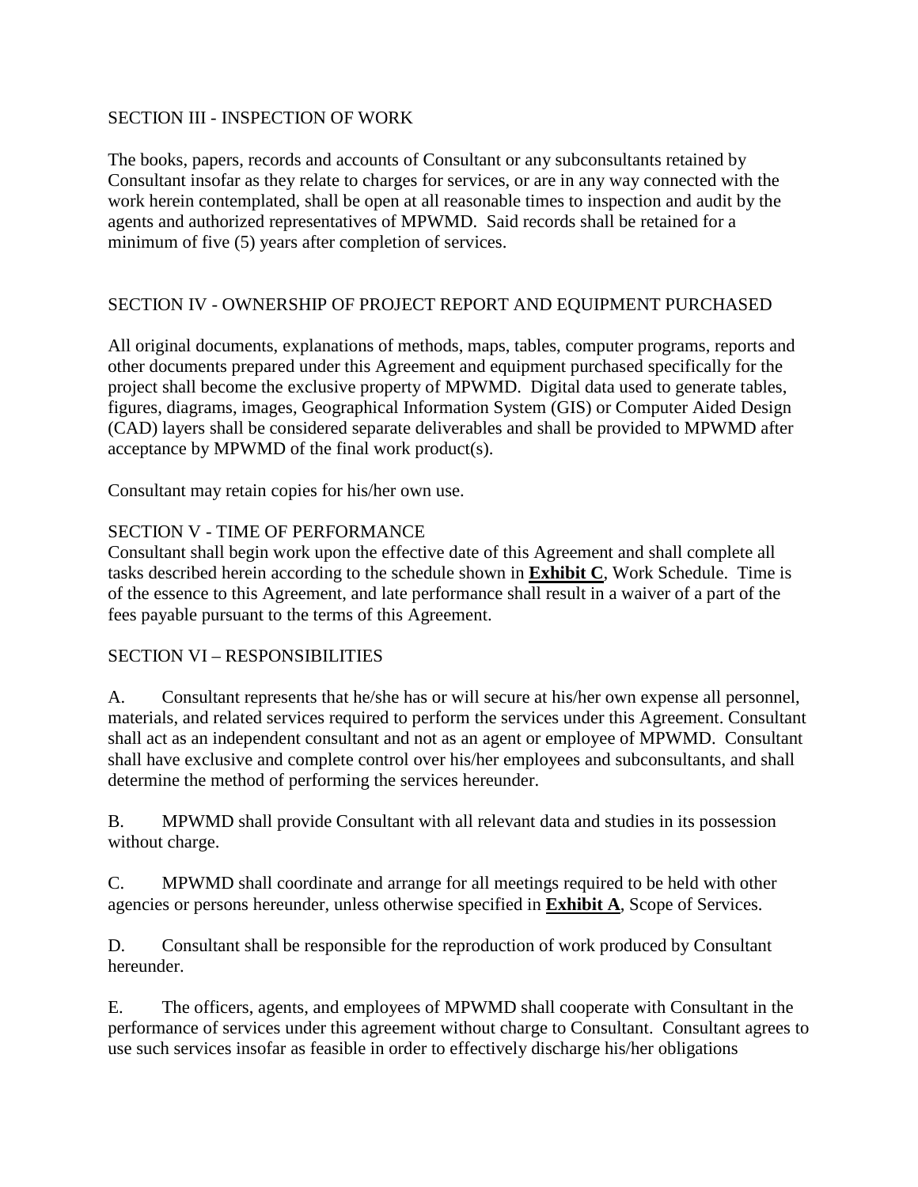## SECTION III - INSPECTION OF WORK

The books, papers, records and accounts of Consultant or any subconsultants retained by Consultant insofar as they relate to charges for services, or are in any way connected with the work herein contemplated, shall be open at all reasonable times to inspection and audit by the agents and authorized representatives of MPWMD. Said records shall be retained for a minimum of five (5) years after completion of services.

## SECTION IV - OWNERSHIP OF PROJECT REPORT AND EQUIPMENT PURCHASED

All original documents, explanations of methods, maps, tables, computer programs, reports and other documents prepared under this Agreement and equipment purchased specifically for the project shall become the exclusive property of MPWMD. Digital data used to generate tables, figures, diagrams, images, Geographical Information System (GIS) or Computer Aided Design (CAD) layers shall be considered separate deliverables and shall be provided to MPWMD after acceptance by MPWMD of the final work product(s).

Consultant may retain copies for his/her own use.

## SECTION V - TIME OF PERFORMANCE

Consultant shall begin work upon the effective date of this Agreement and shall complete all tasks described herein according to the schedule shown in **Exhibit C**, Work Schedule. Time is of the essence to this Agreement, and late performance shall result in a waiver of a part of the fees payable pursuant to the terms of this Agreement.

## SECTION VI – RESPONSIBILITIES

A. Consultant represents that he/she has or will secure at his/her own expense all personnel, materials, and related services required to perform the services under this Agreement. Consultant shall act as an independent consultant and not as an agent or employee of MPWMD. Consultant shall have exclusive and complete control over his/her employees and subconsultants, and shall determine the method of performing the services hereunder.

B. MPWMD shall provide Consultant with all relevant data and studies in its possession without charge.

C. MPWMD shall coordinate and arrange for all meetings required to be held with other agencies or persons hereunder, unless otherwise specified in **Exhibit A**, Scope of Services.

D. Consultant shall be responsible for the reproduction of work produced by Consultant hereunder.

E. The officers, agents, and employees of MPWMD shall cooperate with Consultant in the performance of services under this agreement without charge to Consultant. Consultant agrees to use such services insofar as feasible in order to effectively discharge his/her obligations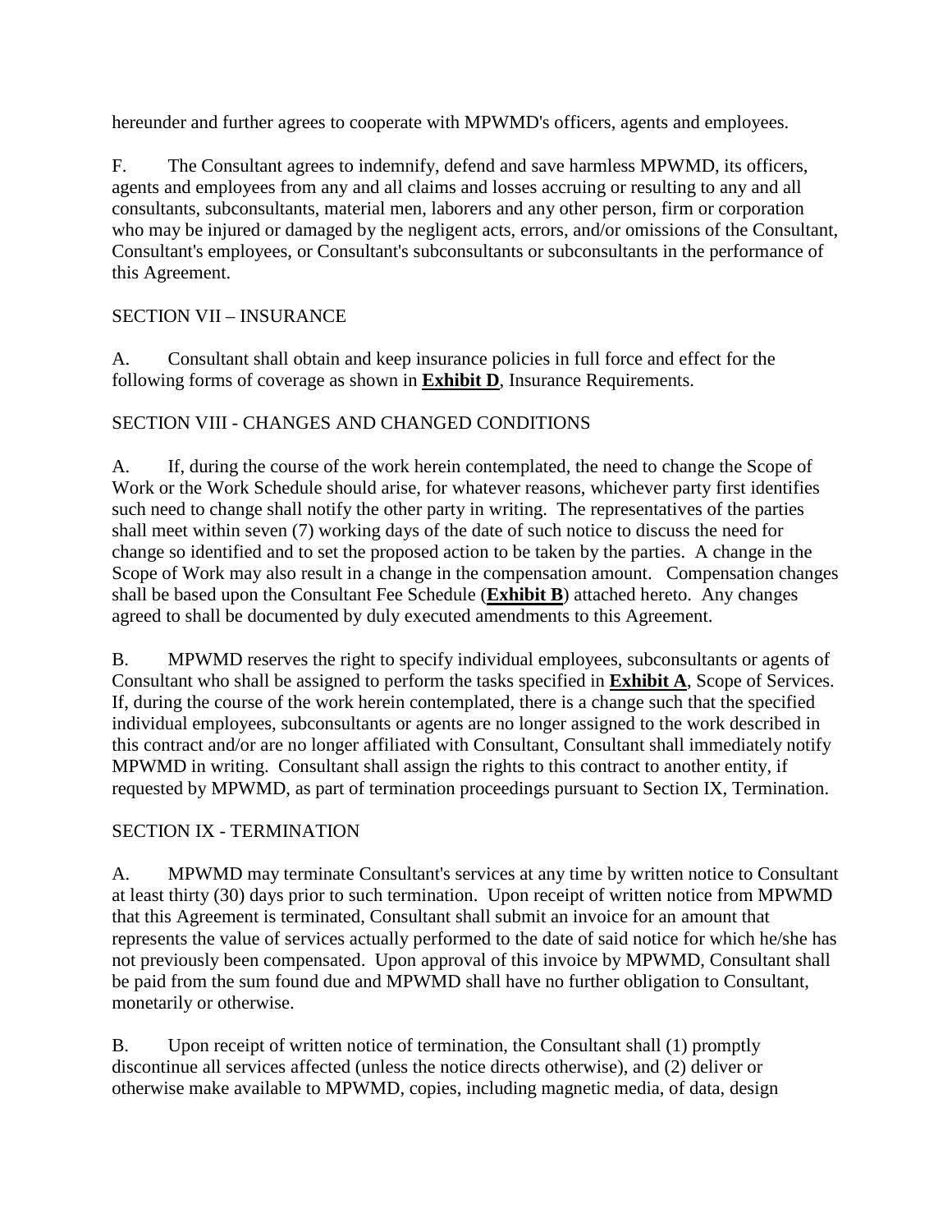hereunder and further agrees to cooperate with MPWMD's officers, agents and employees.

F. The Consultant agrees to indemnify, defend and save harmless MPWMD, its officers, agents and employees from any and all claims and losses accruing or resulting to any and all consultants, subconsultants, material men, laborers and any other person, firm or corporation who may be injured or damaged by the negligent acts, errors, and/or omissions of the Consultant, Consultant's employees, or Consultant's subconsultants or subconsultants in the performance of this Agreement.

## SECTION VII – INSURANCE

A. Consultant shall obtain and keep insurance policies in full force and effect for the following forms of coverage as shown in **Exhibit D**, Insurance Requirements.

## SECTION VIII - CHANGES AND CHANGED CONDITIONS

A. If, during the course of the work herein contemplated, the need to change the Scope of Work or the Work Schedule should arise, for whatever reasons, whichever party first identifies such need to change shall notify the other party in writing. The representatives of the parties shall meet within seven (7) working days of the date of such notice to discuss the need for change so identified and to set the proposed action to be taken by the parties. A change in the Scope of Work may also result in a change in the compensation amount. Compensation changes shall be based upon the Consultant Fee Schedule (**Exhibit B**) attached hereto. Any changes agreed to shall be documented by duly executed amendments to this Agreement.

B. MPWMD reserves the right to specify individual employees, subconsultants or agents of Consultant who shall be assigned to perform the tasks specified in **Exhibit A**, Scope of Services. If, during the course of the work herein contemplated, there is a change such that the specified individual employees, subconsultants or agents are no longer assigned to the work described in this contract and/or are no longer affiliated with Consultant, Consultant shall immediately notify MPWMD in writing. Consultant shall assign the rights to this contract to another entity, if requested by MPWMD, as part of termination proceedings pursuant to Section IX, Termination.

## SECTION IX - TERMINATION

A. MPWMD may terminate Consultant's services at any time by written notice to Consultant at least thirty (30) days prior to such termination. Upon receipt of written notice from MPWMD that this Agreement is terminated, Consultant shall submit an invoice for an amount that represents the value of services actually performed to the date of said notice for which he/she has not previously been compensated. Upon approval of this invoice by MPWMD, Consultant shall be paid from the sum found due and MPWMD shall have no further obligation to Consultant, monetarily or otherwise.

B. Upon receipt of written notice of termination, the Consultant shall (1) promptly discontinue all services affected (unless the notice directs otherwise), and (2) deliver or otherwise make available to MPWMD, copies, including magnetic media, of data, design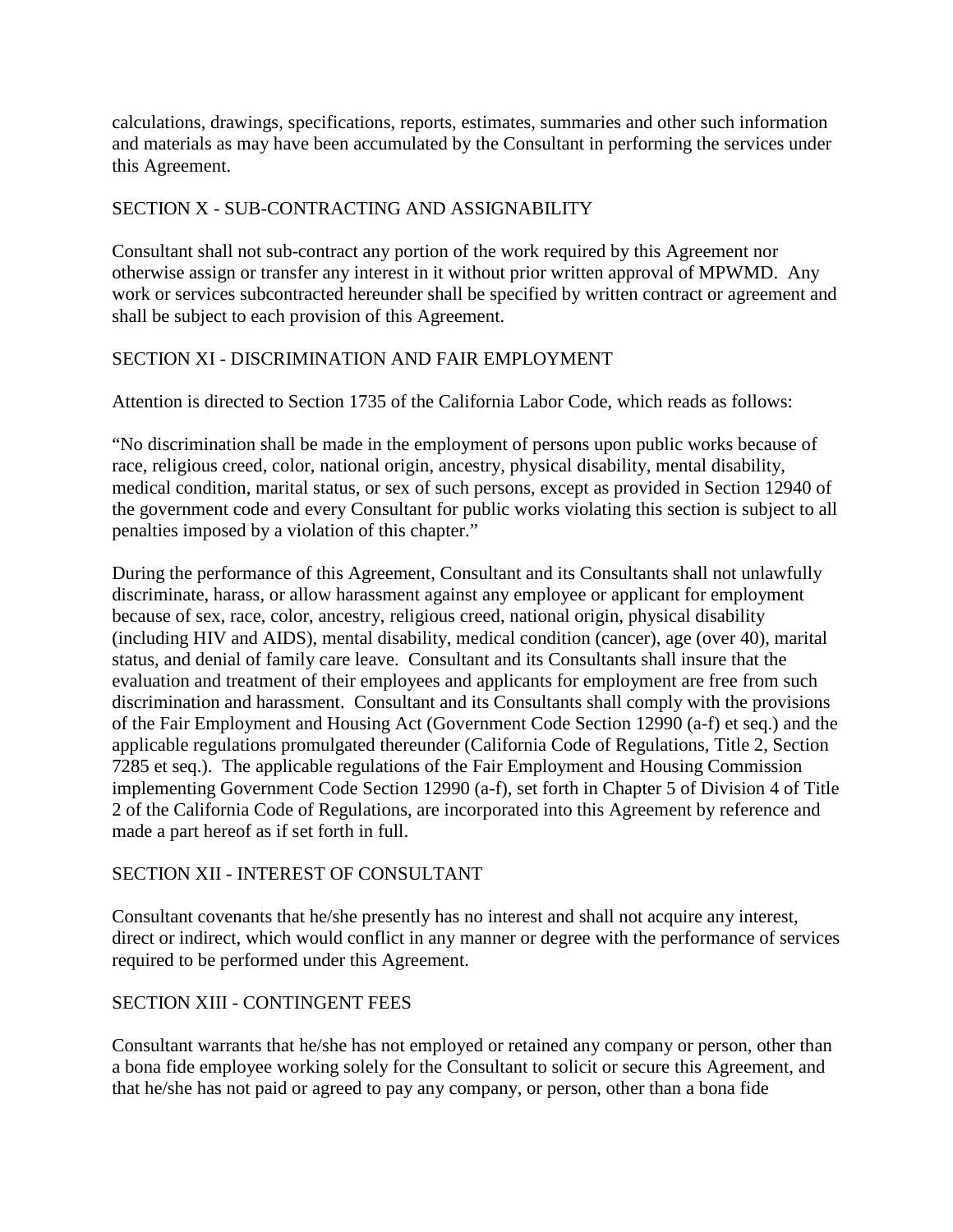calculations, drawings, specifications, reports, estimates, summaries and other such information and materials as may have been accumulated by the Consultant in performing the services under this Agreement.

## SECTION X - SUB-CONTRACTING AND ASSIGNABILITY

Consultant shall not sub-contract any portion of the work required by this Agreement nor otherwise assign or transfer any interest in it without prior written approval of MPWMD. Any work or services subcontracted hereunder shall be specified by written contract or agreement and shall be subject to each provision of this Agreement.

## SECTION XI - DISCRIMINATION AND FAIR EMPLOYMENT

Attention is directed to Section 1735 of the California Labor Code, which reads as follows:

"No discrimination shall be made in the employment of persons upon public works because of race, religious creed, color, national origin, ancestry, physical disability, mental disability, medical condition, marital status, or sex of such persons, except as provided in Section 12940 of the government code and every Consultant for public works violating this section is subject to all penalties imposed by a violation of this chapter."

During the performance of this Agreement, Consultant and its Consultants shall not unlawfully discriminate, harass, or allow harassment against any employee or applicant for employment because of sex, race, color, ancestry, religious creed, national origin, physical disability (including HIV and AIDS), mental disability, medical condition (cancer), age (over 40), marital status, and denial of family care leave. Consultant and its Consultants shall insure that the evaluation and treatment of their employees and applicants for employment are free from such discrimination and harassment. Consultant and its Consultants shall comply with the provisions of the Fair Employment and Housing Act (Government Code Section 12990 (a-f) et seq.) and the applicable regulations promulgated thereunder (California Code of Regulations, Title 2, Section 7285 et seq.). The applicable regulations of the Fair Employment and Housing Commission implementing Government Code Section 12990 (a-f), set forth in Chapter 5 of Division 4 of Title 2 of the California Code of Regulations, are incorporated into this Agreement by reference and made a part hereof as if set forth in full.

## SECTION XII - INTEREST OF CONSULTANT

Consultant covenants that he/she presently has no interest and shall not acquire any interest, direct or indirect, which would conflict in any manner or degree with the performance of services required to be performed under this Agreement.

## SECTION XIII - CONTINGENT FEES

Consultant warrants that he/she has not employed or retained any company or person, other than a bona fide employee working solely for the Consultant to solicit or secure this Agreement, and that he/she has not paid or agreed to pay any company, or person, other than a bona fide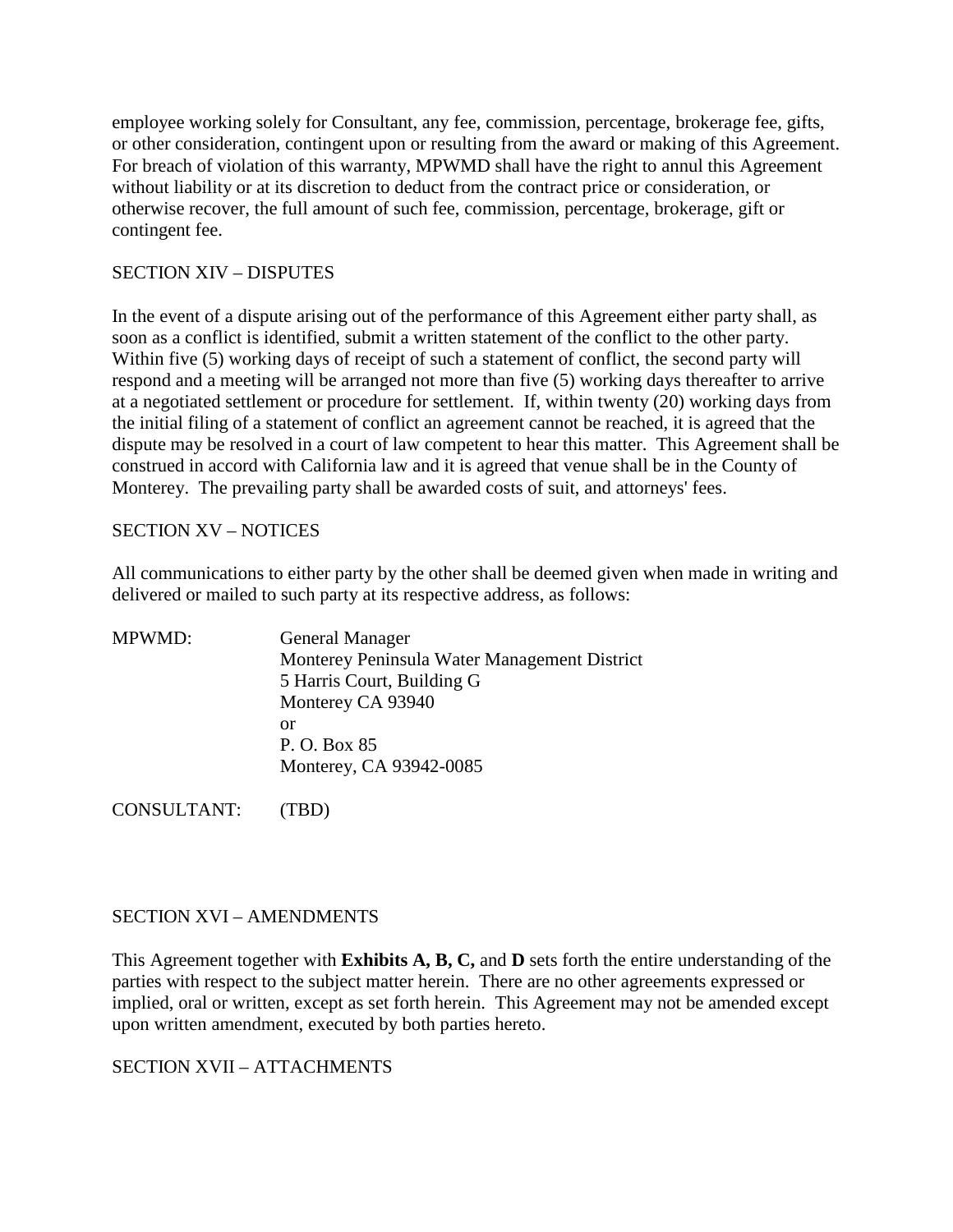employee working solely for Consultant, any fee, commission, percentage, brokerage fee, gifts, or other consideration, contingent upon or resulting from the award or making of this Agreement. For breach of violation of this warranty, MPWMD shall have the right to annul this Agreement without liability or at its discretion to deduct from the contract price or consideration, or otherwise recover, the full amount of such fee, commission, percentage, brokerage, gift or contingent fee.

SECTION XIV – DISPUTES

In the event of a dispute arising out of the performance of this Agreement either party shall, as soon as a conflict is identified, submit a written statement of the conflict to the other party. Within five (5) working days of receipt of such a statement of conflict, the second party will respond and a meeting will be arranged not more than five (5) working days thereafter to arrive at a negotiated settlement or procedure for settlement. If, within twenty (20) working days from the initial filing of a statement of conflict an agreement cannot be reached, it is agreed that the dispute may be resolved in a court of law competent to hear this matter. This Agreement shall be construed in accord with California law and it is agreed that venue shall be in the County of Monterey. The prevailing party shall be awarded costs of suit, and attorneys' fees.

SECTION XV – NOTICES

All communications to either party by the other shall be deemed given when made in writing and delivered or mailed to such party at its respective address, as follows:

MPWMD: General Manager
Monterey Peninsula Water Management District
5 Harris Court, Building G
Monterey CA 93940
or
P. O. Box 85
Monterey, CA 93942-0085

CONSULTANT: (TBD)

SECTION XVI – AMENDMENTS

This Agreement together with **Exhibits A, B, C,** and **D** sets forth the entire understanding of the parties with respect to the subject matter herein. There are no other agreements expressed or implied, oral or written, except as set forth herein. This Agreement may not be amended except upon written amendment, executed by both parties hereto.

SECTION XVII – ATTACHMENTS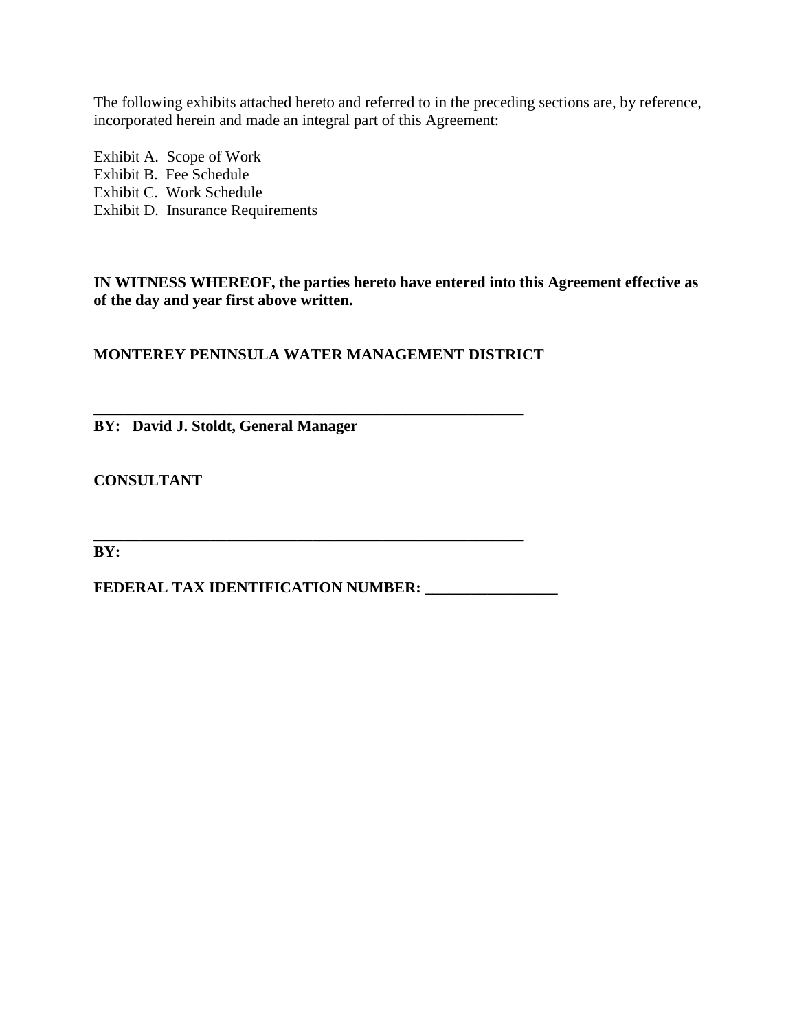The following exhibits attached hereto and referred to in the preceding sections are, by reference, incorporated herein and made an integral part of this Agreement:

Exhibit A. Scope of Work
Exhibit B. Fee Schedule
Exhibit C. Work Schedule
Exhibit D. Insurance Requirements

**IN WITNESS WHEREOF, the parties hereto have entered into this Agreement effective as of the day and year first above written.**

**MONTEREY PENINSULA WATER MANAGEMENT DISTRICT**

**_________________________________________________________**
**BY: David J. Stoldt, General Manager**

**CONSULTANT**

**_________________________________________________________**
**BY:**

**FEDERAL TAX IDENTIFICATION NUMBER: _________________**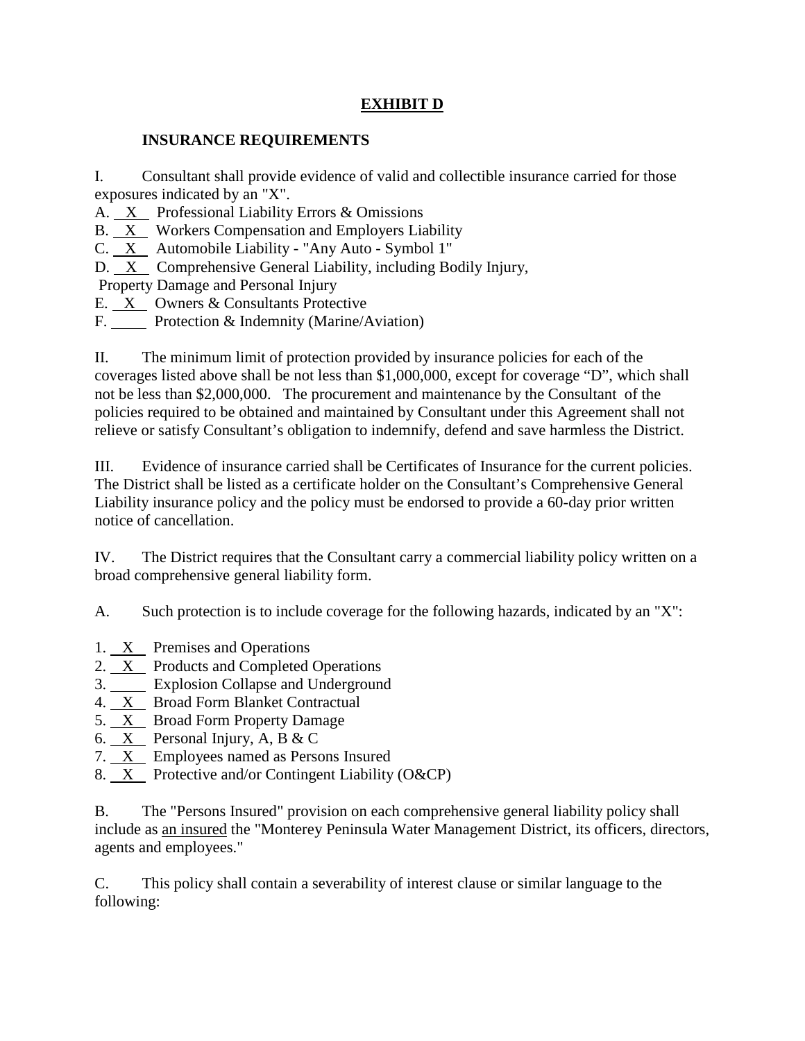# **EXHIBIT D**

**INSURANCE REQUIREMENTS**

I. Consultant shall provide evidence of valid and collectible insurance carried for those exposures indicated by an "X".

A. X Professional Liability Errors & Omissions
B. X Workers Compensation and Employers Liability
C. X Automobile Liability - "Any Auto - Symbol 1"
D. X Comprehensive General Liability, including Bodily Injury, Property Damage and Personal Injury
E. X Owners & Consultants Protective
F. ____ Protection & Indemnity (Marine/Aviation)

II. The minimum limit of protection provided by insurance policies for each of the coverages listed above shall be not less than $1,000,000, except for coverage "D", which shall not be less than $2,000,000. The procurement and maintenance by the Consultant of the policies required to be obtained and maintained by Consultant under this Agreement shall not relieve or satisfy Consultant's obligation to indemnify, defend and save harmless the District.

III. Evidence of insurance carried shall be Certificates of Insurance for the current policies. The District shall be listed as a certificate holder on the Consultant's Comprehensive General Liability insurance policy and the policy must be endorsed to provide a 60-day prior written notice of cancellation.

IV. The District requires that the Consultant carry a commercial liability policy written on a broad comprehensive general liability form.

A. Such protection is to include coverage for the following hazards, indicated by an "X":

1. X Premises and Operations
2. X Products and Completed Operations
3. ____ Explosion Collapse and Underground
4. X Broad Form Blanket Contractual
5. X Broad Form Property Damage
6. X Personal Injury, A, B & C
7. X Employees named as Persons Insured
8. X Protective and/or Contingent Liability (O&CP)

B. The "Persons Insured" provision on each comprehensive general liability policy shall include as an insured the "Monterey Peninsula Water Management District, its officers, directors, agents and employees."

C. This policy shall contain a severability of interest clause or similar language to the following: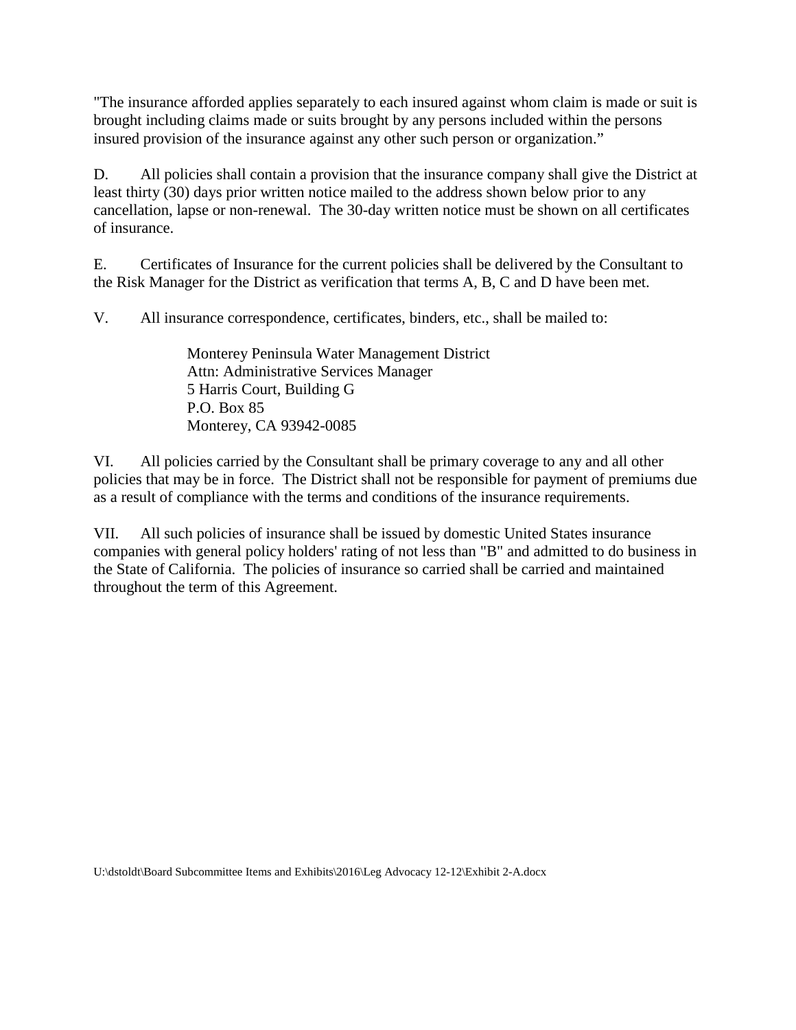"The insurance afforded applies separately to each insured against whom claim is made or suit is brought including claims made or suits brought by any persons included within the persons insured provision of the insurance against any other such person or organization."

D. All policies shall contain a provision that the insurance company shall give the District at least thirty (30) days prior written notice mailed to the address shown below prior to any cancellation, lapse or non-renewal. The 30-day written notice must be shown on all certificates of insurance.

E. Certificates of Insurance for the current policies shall be delivered by the Consultant to the Risk Manager for the District as verification that terms A, B, C and D have been met.

V. All insurance correspondence, certificates, binders, etc., shall be mailed to:

> Monterey Peninsula Water Management District
> Attn: Administrative Services Manager
> 5 Harris Court, Building G
> P.O. Box 85
> Monterey, CA 93942-0085

VI. All policies carried by the Consultant shall be primary coverage to any and all other policies that may be in force. The District shall not be responsible for payment of premiums due as a result of compliance with the terms and conditions of the insurance requirements.

VII. All such policies of insurance shall be issued by domestic United States insurance companies with general policy holders' rating of not less than "B" and admitted to do business in the State of California. The policies of insurance so carried shall be carried and maintained throughout the term of this Agreement.

U:\dstoldt\Board Subcommittee Items and Exhibits\2016\Leg Advocacy 12-12\Exhibit 2-A.docx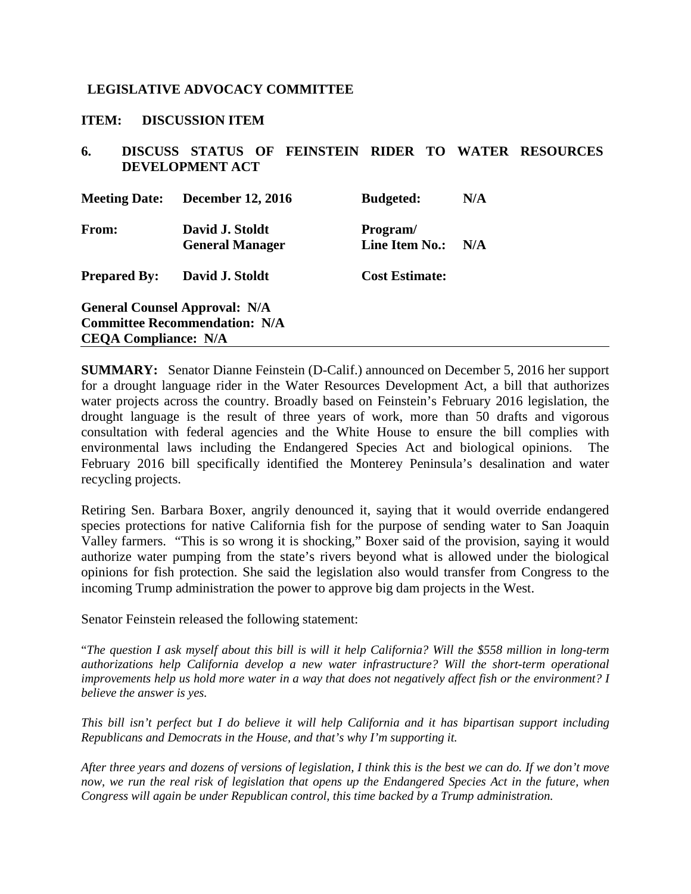**LEGISLATIVE ADVOCACY COMMITTEE**

**ITEM: DISCUSSION ITEM**

**6. DISCUSS STATUS OF FEINSTEIN RIDER TO WATER RESOURCES DEVELOPMENT ACT**

| | | | |
|---|---|---|---|
| **Meeting Date:** | **December 12, 2016** | **Budgeted:** | **N/A** |
| **From:** | **David J. Stoldt General Manager** | **Program/ Line Item No.:** | **N/A** |
| **Prepared By:** | **David J. Stoldt** | **Cost Estimate:** | |

**General Counsel Approval: N/A**
**Committee Recommendation: N/A**
**CEQA Compliance: N/A**

---

**SUMMARY:** Senator Dianne Feinstein (D-Calif.) announced on December 5, 2016 her support for a drought language rider in the Water Resources Development Act, a bill that authorizes water projects across the country. Broadly based on Feinstein's February 2016 legislation, the drought language is the result of three years of work, more than 50 drafts and vigorous consultation with federal agencies and the White House to ensure the bill complies with environmental laws including the Endangered Species Act and biological opinions. The February 2016 bill specifically identified the Monterey Peninsula's desalination and water recycling projects.

Retiring Sen. Barbara Boxer, angrily denounced it, saying that it would override endangered species protections for native California fish for the purpose of sending water to San Joaquin Valley farmers. "This is so wrong it is shocking," Boxer said of the provision, saying it would authorize water pumping from the state's rivers beyond what is allowed under the biological opinions for fish protection. She said the legislation also would transfer from Congress to the incoming Trump administration the power to approve big dam projects in the West.

Senator Feinstein released the following statement:

"*The question I ask myself about this bill is will it help California? Will the $558 million in long-term authorizations help California develop a new water infrastructure? Will the short-term operational improvements help us hold more water in a way that does not negatively affect fish or the environment? I believe the answer is yes.*

*This bill isn't perfect but I do believe it will help California and it has bipartisan support including Republicans and Democrats in the House, and that's why I'm supporting it.*

*After three years and dozens of versions of legislation, I think this is the best we can do. If we don't move now, we run the real risk of legislation that opens up the Endangered Species Act in the future, when Congress will again be under Republican control, this time backed by a Trump administration.*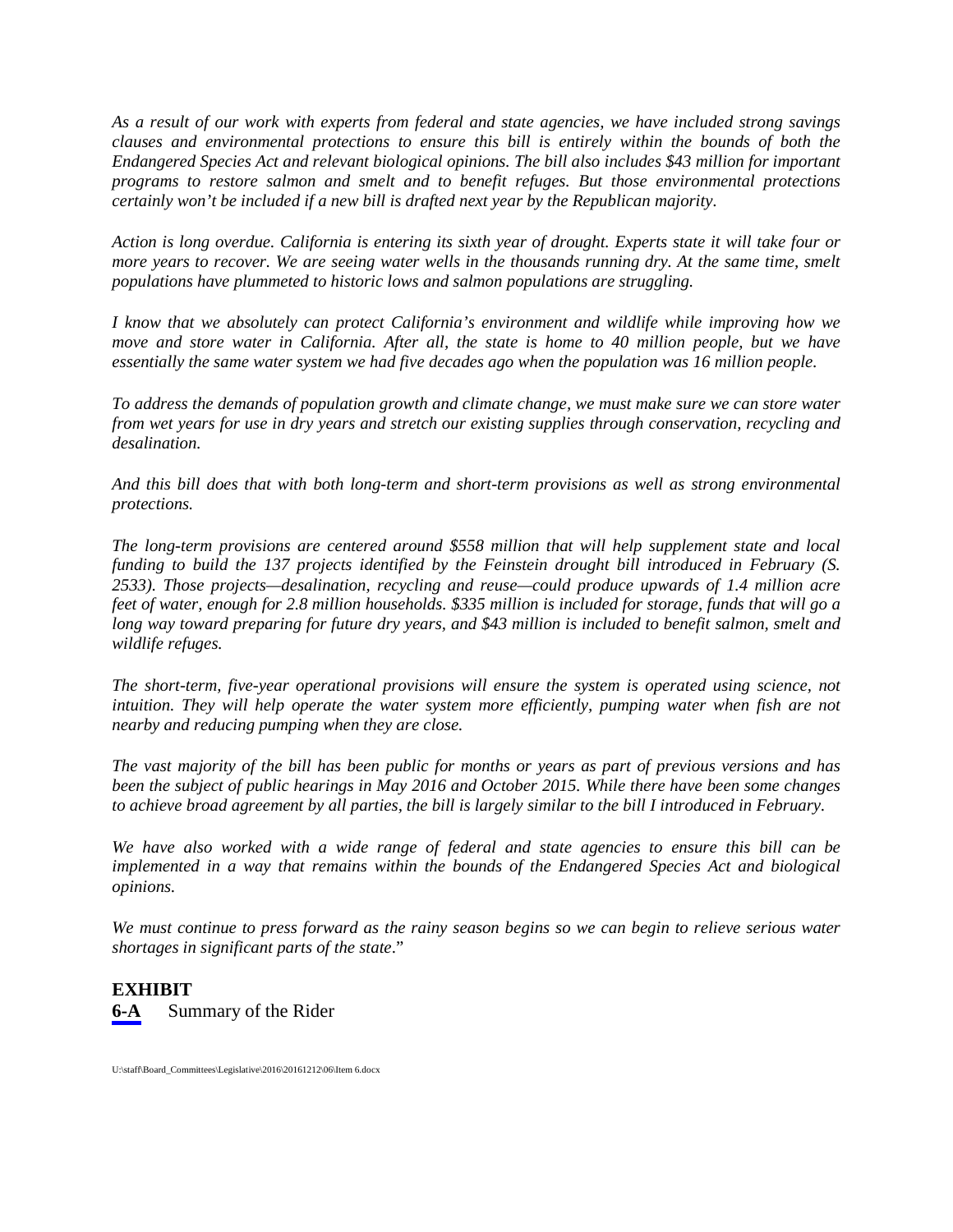*As a result of our work with experts from federal and state agencies, we have included strong savings clauses and environmental protections to ensure this bill is entirely within the bounds of both the Endangered Species Act and relevant biological opinions. The bill also includes $43 million for important programs to restore salmon and smelt and to benefit refuges. But those environmental protections certainly won't be included if a new bill is drafted next year by the Republican majority.*

*Action is long overdue. California is entering its sixth year of drought. Experts state it will take four or more years to recover. We are seeing water wells in the thousands running dry. At the same time, smelt populations have plummeted to historic lows and salmon populations are struggling.*

*I know that we absolutely can protect California's environment and wildlife while improving how we move and store water in California. After all, the state is home to 40 million people, but we have essentially the same water system we had five decades ago when the population was 16 million people.*

*To address the demands of population growth and climate change, we must make sure we can store water from wet years for use in dry years and stretch our existing supplies through conservation, recycling and desalination.*

*And this bill does that with both long-term and short-term provisions as well as strong environmental protections.*

*The long-term provisions are centered around $558 million that will help supplement state and local funding to build the 137 projects identified by the Feinstein drought bill introduced in February (S. 2533). Those projects—desalination, recycling and reuse—could produce upwards of 1.4 million acre feet of water, enough for 2.8 million households. $335 million is included for storage, funds that will go a long way toward preparing for future dry years, and $43 million is included to benefit salmon, smelt and wildlife refuges.*

*The short-term, five-year operational provisions will ensure the system is operated using science, not intuition. They will help operate the water system more efficiently, pumping water when fish are not nearby and reducing pumping when they are close.*

*The vast majority of the bill has been public for months or years as part of previous versions and has been the subject of public hearings in May 2016 and October 2015. While there have been some changes to achieve broad agreement by all parties, the bill is largely similar to the bill I introduced in February.*

*We have also worked with a wide range of federal and state agencies to ensure this bill can be implemented in a way that remains within the bounds of the Endangered Species Act and biological opinions.*

*We must continue to press forward as the rainy season begins so we can begin to relieve serious water shortages in significant parts of the state.*"

**EXHIBIT**

**6-A** Summary of the Rider

U:\staff\Board_Committees\Legislative\2016\20161212\06\Item 6.docx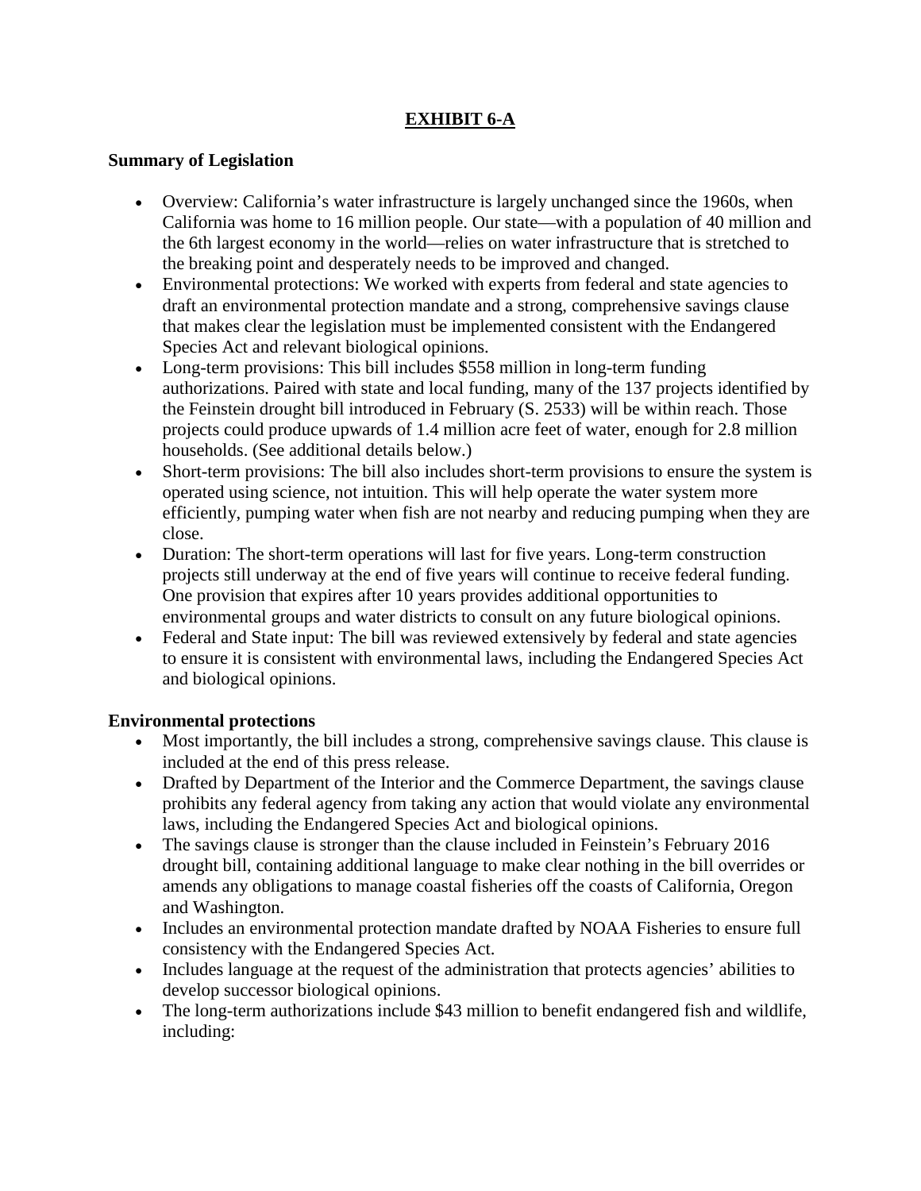## EXHIBIT 6-A

### Summary of Legislation

- Overview: California's water infrastructure is largely unchanged since the 1960s, when California was home to 16 million people. Our state—with a population of 40 million and the 6th largest economy in the world—relies on water infrastructure that is stretched to the breaking point and desperately needs to be improved and changed.
- Environmental protections: We worked with experts from federal and state agencies to draft an environmental protection mandate and a strong, comprehensive savings clause that makes clear the legislation must be implemented consistent with the Endangered Species Act and relevant biological opinions.
- Long-term provisions: This bill includes $558 million in long-term funding authorizations. Paired with state and local funding, many of the 137 projects identified by the Feinstein drought bill introduced in February (S. 2533) will be within reach. Those projects could produce upwards of 1.4 million acre feet of water, enough for 2.8 million households. (See additional details below.)
- Short-term provisions: The bill also includes short-term provisions to ensure the system is operated using science, not intuition. This will help operate the water system more efficiently, pumping water when fish are not nearby and reducing pumping when they are close.
- Duration: The short-term operations will last for five years. Long-term construction projects still underway at the end of five years will continue to receive federal funding. One provision that expires after 10 years provides additional opportunities to environmental groups and water districts to consult on any future biological opinions.
- Federal and State input: The bill was reviewed extensively by federal and state agencies to ensure it is consistent with environmental laws, including the Endangered Species Act and biological opinions.

### Environmental protections

- Most importantly, the bill includes a strong, comprehensive savings clause. This clause is included at the end of this press release.
- Drafted by Department of the Interior and the Commerce Department, the savings clause prohibits any federal agency from taking any action that would violate any environmental laws, including the Endangered Species Act and biological opinions.
- The savings clause is stronger than the clause included in Feinstein's February 2016 drought bill, containing additional language to make clear nothing in the bill overrides or amends any obligations to manage coastal fisheries off the coasts of California, Oregon and Washington.
- Includes an environmental protection mandate drafted by NOAA Fisheries to ensure full consistency with the Endangered Species Act.
- Includes language at the request of the administration that protects agencies' abilities to develop successor biological opinions.
- The long-term authorizations include $43 million to benefit endangered fish and wildlife, including: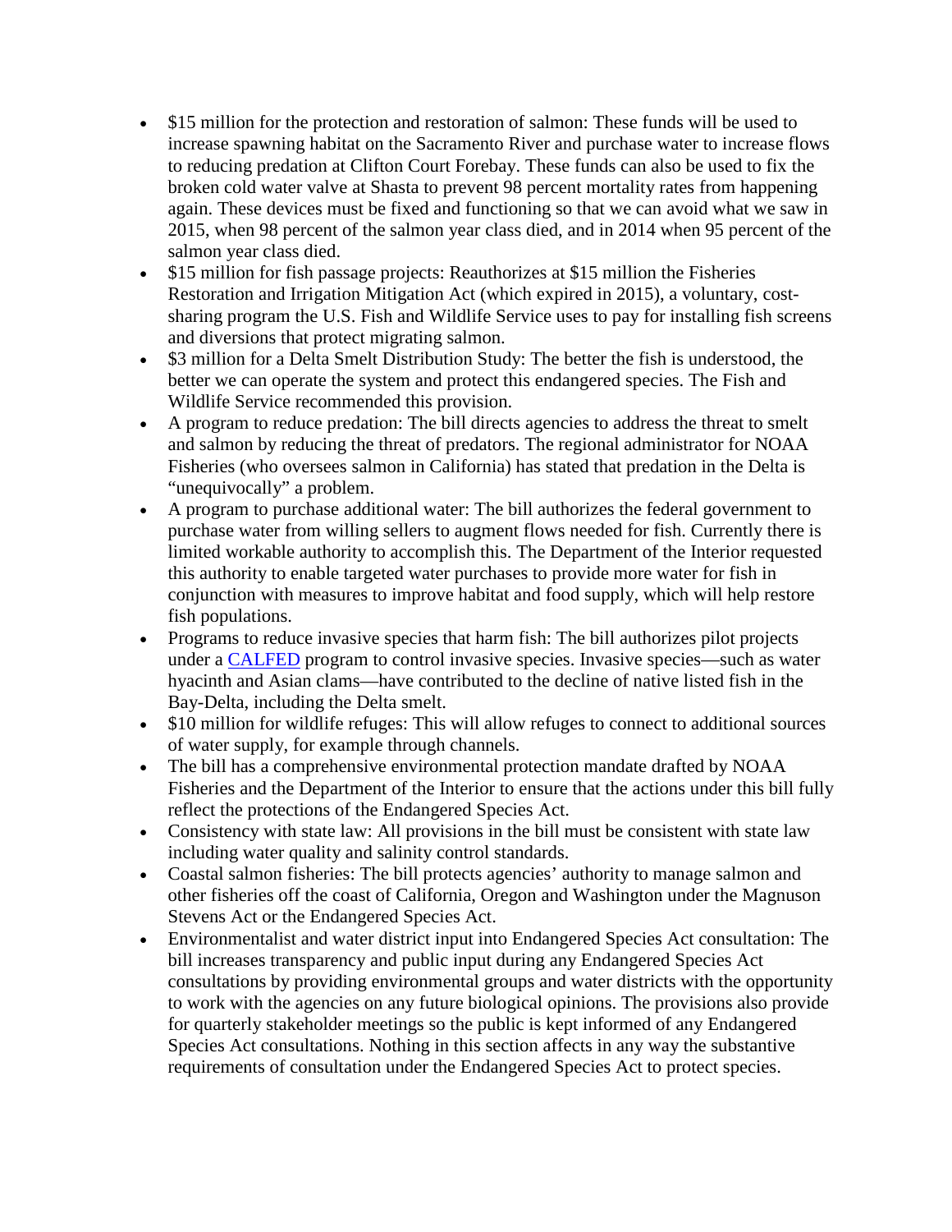- $15 million for the protection and restoration of salmon: These funds will be used to increase spawning habitat on the Sacramento River and purchase water to increase flows to reducing predation at Clifton Court Forebay. These funds can also be used to fix the broken cold water valve at Shasta to prevent 98 percent mortality rates from happening again. These devices must be fixed and functioning so that we can avoid what we saw in 2015, when 98 percent of the salmon year class died, and in 2014 when 95 percent of the salmon year class died.
- $15 million for fish passage projects: Reauthorizes at $15 million the Fisheries Restoration and Irrigation Mitigation Act (which expired in 2015), a voluntary, cost-sharing program the U.S. Fish and Wildlife Service uses to pay for installing fish screens and diversions that protect migrating salmon.
- $3 million for a Delta Smelt Distribution Study: The better the fish is understood, the better we can operate the system and protect this endangered species. The Fish and Wildlife Service recommended this provision.
- A program to reduce predation: The bill directs agencies to address the threat to smelt and salmon by reducing the threat of predators. The regional administrator for NOAA Fisheries (who oversees salmon in California) has stated that predation in the Delta is "unequivocally" a problem.
- A program to purchase additional water: The bill authorizes the federal government to purchase water from willing sellers to augment flows needed for fish. Currently there is limited workable authority to accomplish this. The Department of the Interior requested this authority to enable targeted water purchases to provide more water for fish in conjunction with measures to improve habitat and food supply, which will help restore fish populations.
- Programs to reduce invasive species that harm fish: The bill authorizes pilot projects under a CALFED program to control invasive species. Invasive species—such as water hyacinth and Asian clams—have contributed to the decline of native listed fish in the Bay-Delta, including the Delta smelt.
- $10 million for wildlife refuges: This will allow refuges to connect to additional sources of water supply, for example through channels.
- The bill has a comprehensive environmental protection mandate drafted by NOAA Fisheries and the Department of the Interior to ensure that the actions under this bill fully reflect the protections of the Endangered Species Act.
- Consistency with state law: All provisions in the bill must be consistent with state law including water quality and salinity control standards.
- Coastal salmon fisheries: The bill protects agencies' authority to manage salmon and other fisheries off the coast of California, Oregon and Washington under the Magnuson Stevens Act or the Endangered Species Act.
- Environmentalist and water district input into Endangered Species Act consultation: The bill increases transparency and public input during any Endangered Species Act consultations by providing environmental groups and water districts with the opportunity to work with the agencies on any future biological opinions. The provisions also provide for quarterly stakeholder meetings so the public is kept informed of any Endangered Species Act consultations. Nothing in this section affects in any way the substantive requirements of consultation under the Endangered Species Act to protect species.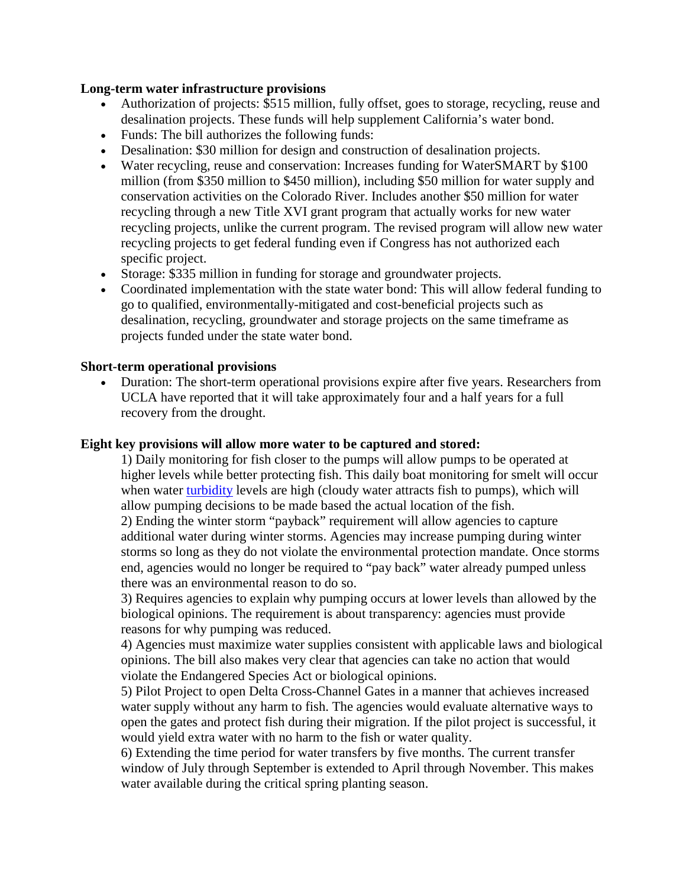**Long-term water infrastructure provisions**

- Authorization of projects: $515 million, fully offset, goes to storage, recycling, reuse and desalination projects. These funds will help supplement California's water bond.
- Funds: The bill authorizes the following funds:
- Desalination: $30 million for design and construction of desalination projects.
- Water recycling, reuse and conservation: Increases funding for WaterSMART by $100 million (from $350 million to $450 million), including $50 million for water supply and conservation activities on the Colorado River. Includes another $50 million for water recycling through a new Title XVI grant program that actually works for new water recycling projects, unlike the current program. The revised program will allow new water recycling projects to get federal funding even if Congress has not authorized each specific project.
- Storage: $335 million in funding for storage and groundwater projects.
- Coordinated implementation with the state water bond: This will allow federal funding to go to qualified, environmentally-mitigated and cost-beneficial projects such as desalination, recycling, groundwater and storage projects on the same timeframe as projects funded under the state water bond.

**Short-term operational provisions**

- Duration: The short-term operational provisions expire after five years. Researchers from UCLA have reported that it will take approximately four and a half years for a full recovery from the drought.

**Eight key provisions will allow more water to be captured and stored:**

1) Daily monitoring for fish closer to the pumps will allow pumps to be operated at higher levels while better protecting fish. This daily boat monitoring for smelt will occur when water turbidity levels are high (cloudy water attracts fish to pumps), which will allow pumping decisions to be made based the actual location of the fish.

2) Ending the winter storm "payback" requirement will allow agencies to capture additional water during winter storms. Agencies may increase pumping during winter storms so long as they do not violate the environmental protection mandate. Once storms end, agencies would no longer be required to "pay back" water already pumped unless there was an environmental reason to do so.

3) Requires agencies to explain why pumping occurs at lower levels than allowed by the biological opinions. The requirement is about transparency: agencies must provide reasons for why pumping was reduced.

4) Agencies must maximize water supplies consistent with applicable laws and biological opinions. The bill also makes very clear that agencies can take no action that would violate the Endangered Species Act or biological opinions.

5) Pilot Project to open Delta Cross-Channel Gates in a manner that achieves increased water supply without any harm to fish. The agencies would evaluate alternative ways to open the gates and protect fish during their migration. If the pilot project is successful, it would yield extra water with no harm to the fish or water quality.

6) Extending the time period for water transfers by five months. The current transfer window of July through September is extended to April through November. This makes water available during the critical spring planting season.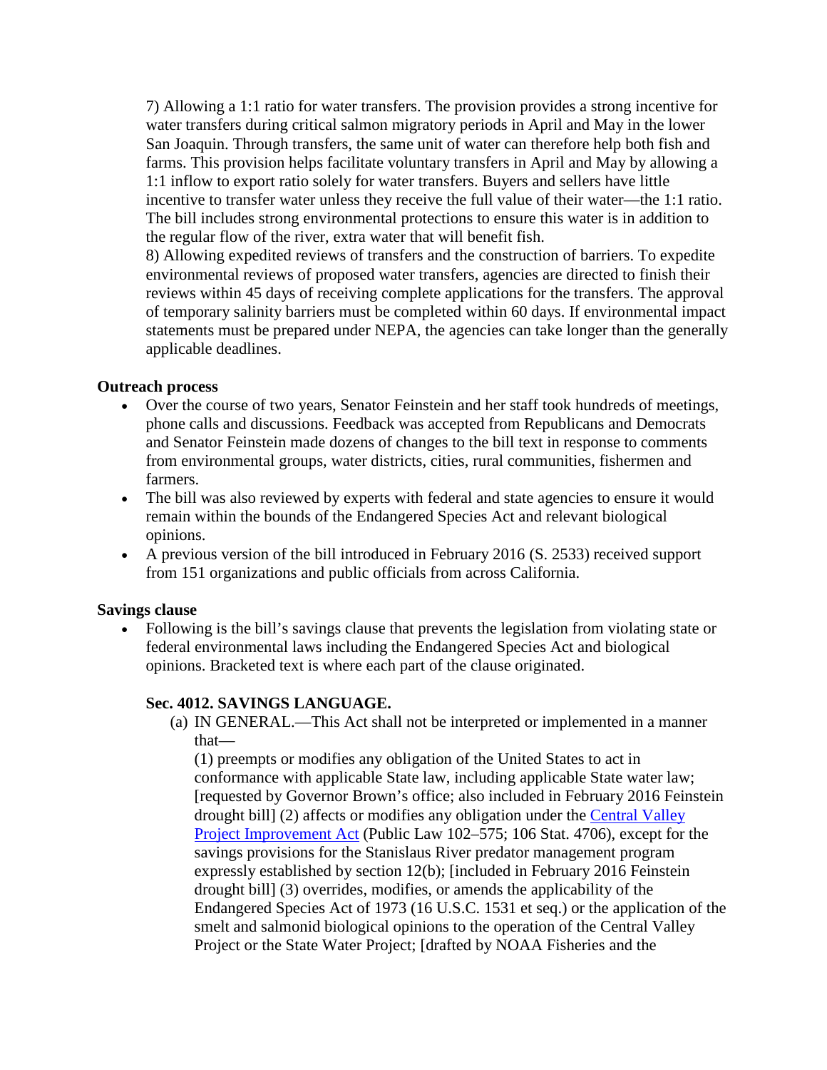7) Allowing a 1:1 ratio for water transfers. The provision provides a strong incentive for water transfers during critical salmon migratory periods in April and May in the lower San Joaquin. Through transfers, the same unit of water can therefore help both fish and farms. This provision helps facilitate voluntary transfers in April and May by allowing a 1:1 inflow to export ratio solely for water transfers. Buyers and sellers have little incentive to transfer water unless they receive the full value of their water—the 1:1 ratio. The bill includes strong environmental protections to ensure this water is in addition to the regular flow of the river, extra water that will benefit fish.

8) Allowing expedited reviews of transfers and the construction of barriers. To expedite environmental reviews of proposed water transfers, agencies are directed to finish their reviews within 45 days of receiving complete applications for the transfers. The approval of temporary salinity barriers must be completed within 60 days. If environmental impact statements must be prepared under NEPA, the agencies can take longer than the generally applicable deadlines.

**Outreach process**

- Over the course of two years, Senator Feinstein and her staff took hundreds of meetings, phone calls and discussions. Feedback was accepted from Republicans and Democrats and Senator Feinstein made dozens of changes to the bill text in response to comments from environmental groups, water districts, cities, rural communities, fishermen and farmers.
- The bill was also reviewed by experts with federal and state agencies to ensure it would remain within the bounds of the Endangered Species Act and relevant biological opinions.
- A previous version of the bill introduced in February 2016 (S. 2533) received support from 151 organizations and public officials from across California.

**Savings clause**

- Following is the bill's savings clause that prevents the legislation from violating state or federal environmental laws including the Endangered Species Act and biological opinions. Bracketed text is where each part of the clause originated.

**Sec. 4012. SAVINGS LANGUAGE.**

(a) IN GENERAL.—This Act shall not be interpreted or implemented in a manner that—
(1) preempts or modifies any obligation of the United States to act in conformance with applicable State law, including applicable State water law; [requested by Governor Brown's office; also included in February 2016 Feinstein drought bill] (2) affects or modifies any obligation under the Central Valley Project Improvement Act (Public Law 102–575; 106 Stat. 4706), except for the savings provisions for the Stanislaus River predator management program expressly established by section 12(b); [included in February 2016 Feinstein drought bill] (3) overrides, modifies, or amends the applicability of the Endangered Species Act of 1973 (16 U.S.C. 1531 et seq.) or the application of the smelt and salmonid biological opinions to the operation of the Central Valley Project or the State Water Project; [drafted by NOAA Fisheries and the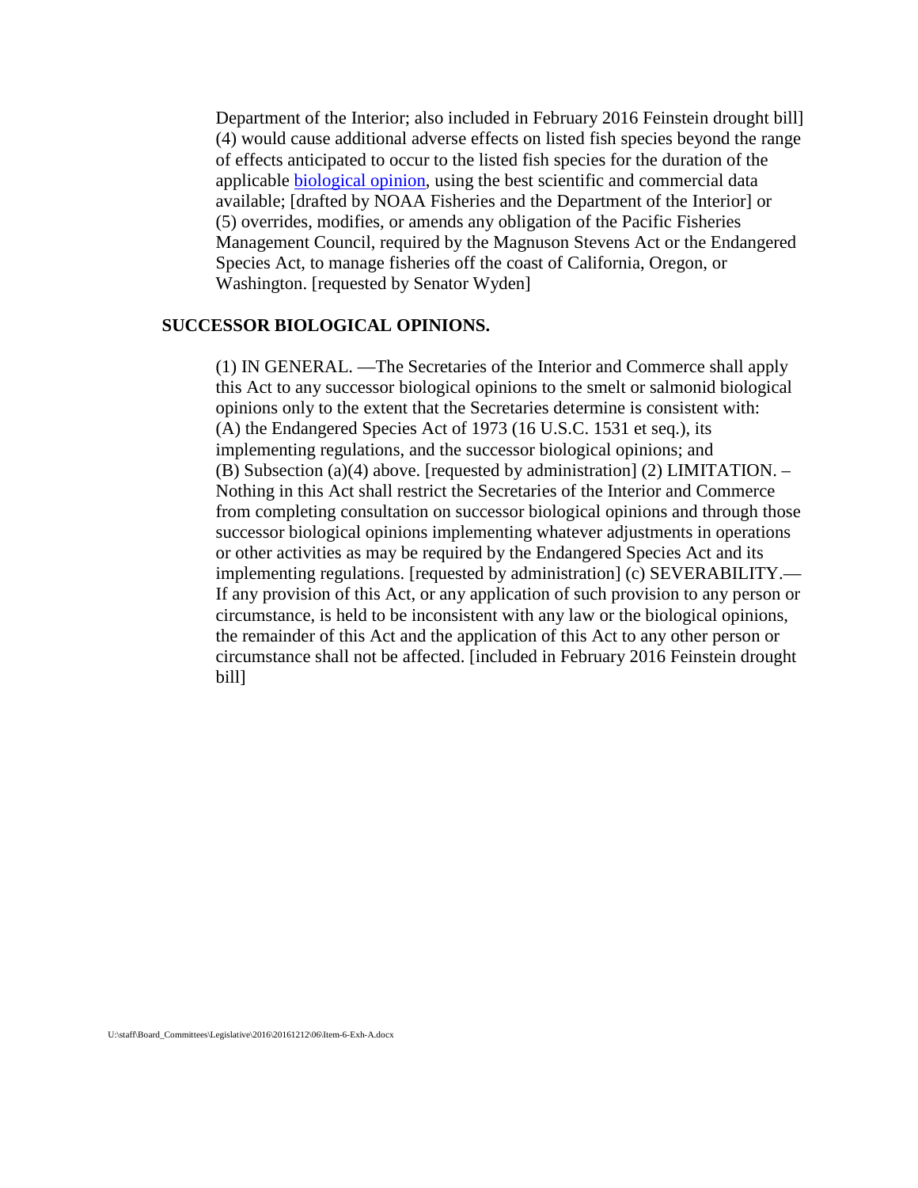Department of the Interior; also included in February 2016 Feinstein drought bill]
(4) would cause additional adverse effects on listed fish species beyond the range of effects anticipated to occur to the listed fish species for the duration of the applicable biological opinion, using the best scientific and commercial data available; [drafted by NOAA Fisheries and the Department of the Interior] or
(5) overrides, modifies, or amends any obligation of the Pacific Fisheries Management Council, required by the Magnuson Stevens Act or the Endangered Species Act, to manage fisheries off the coast of California, Oregon, or Washington. [requested by Senator Wyden]

**SUCCESSOR BIOLOGICAL OPINIONS.**

(1) IN GENERAL. —The Secretaries of the Interior and Commerce shall apply this Act to any successor biological opinions to the smelt or salmonid biological opinions only to the extent that the Secretaries determine is consistent with:
(A) the Endangered Species Act of 1973 (16 U.S.C. 1531 et seq.), its implementing regulations, and the successor biological opinions; and
(B) Subsection (a)(4) above. [requested by administration] (2) LIMITATION. – Nothing in this Act shall restrict the Secretaries of the Interior and Commerce from completing consultation on successor biological opinions and through those successor biological opinions implementing whatever adjustments in operations or other activities as may be required by the Endangered Species Act and its implementing regulations. [requested by administration] (c) SEVERABILITY.— If any provision of this Act, or any application of such provision to any person or circumstance, is held to be inconsistent with any law or the biological opinions, the remainder of this Act and the application of this Act to any other person or circumstance shall not be affected. [included in February 2016 Feinstein drought bill]

U:\staff\Board_Committees\Legislative\2016\20161212\06\Item-6-Exh-A.docx